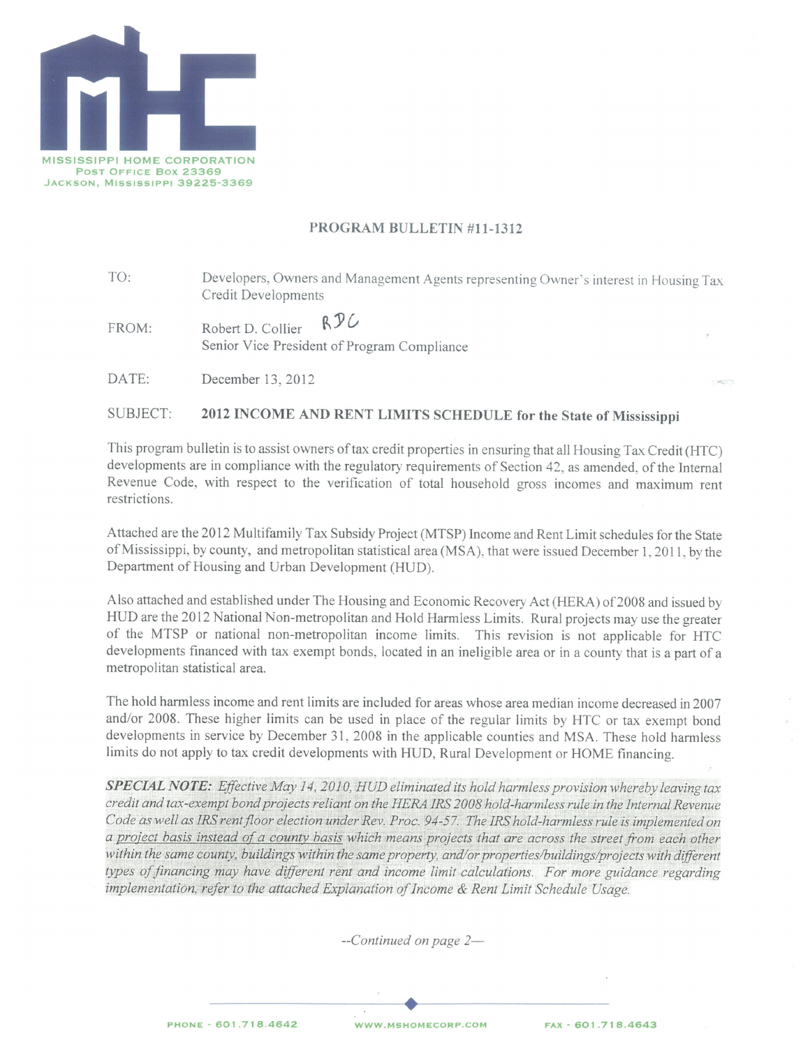MISSISSIPPI HOME CORPORATION
POST OFFICE BOX 23369
JACKSON, MISSISSIPPI 39225-3369

## PROGRAM BULLETIN #11-1312

TO: Developers, Owners and Management Agents representing Owner's interest in Housing Tax Credit Developments

FROM: Robert D. Collier RDC
Senior Vice President of Program Compliance

DATE: December 13, 2012

SUBJECT: **2012 INCOME AND RENT LIMITS SCHEDULE for the State of Mississippi**

This program bulletin is to assist owners of tax credit properties in ensuring that all Housing Tax Credit (HTC) developments are in compliance with the regulatory requirements of Section 42, as amended, of the Internal Revenue Code, with respect to the verification of total household gross incomes and maximum rent restrictions.

Attached are the 2012 Multifamily Tax Subsidy Project (MTSP) Income and Rent Limit schedules for the State of Mississippi, by county, and metropolitan statistical area (MSA), that were issued December 1, 2011, by the Department of Housing and Urban Development (HUD).

Also attached and established under The Housing and Economic Recovery Act (HERA) of 2008 and issued by HUD are the 2012 National Non-metropolitan and Hold Harmless Limits. Rural projects may use the greater of the MTSP or national non-metropolitan income limits. This revision is not applicable for HTC developments financed with tax exempt bonds, located in an ineligible area or in a county that is a part of a metropolitan statistical area.

The hold harmless income and rent limits are included for areas whose area median income decreased in 2007 and/or 2008. These higher limits can be used in place of the regular limits by HTC or tax exempt bond developments in service by December 31, 2008 in the applicable counties and MSA. These hold harmless limits do not apply to tax credit developments with HUD, Rural Development or HOME financing.

***SPECIAL NOTE:*** *Effective May 14, 2010, HUD eliminated its hold harmless provision whereby leaving tax credit and tax-exempt bond projects reliant on the HERA IRS 2008 hold-harmless rule in the Internal Revenue Code as well as IRS rent floor election under Rev. Proc. 94-57. The IRS hold-harmless rule is implemented on a project basis instead of a county basis which means projects that are across the street from each other within the same county, buildings within the same property, and/or properties/buildings/projects with different types of financing may have different rent and income limit calculations. For more guidance regarding implementation, refer to the attached Explanation of Income & Rent Limit Schedule Usage.*

*--Continued on page 2--*

PHONE - 601.718.4642 WWW.MSHOMECORP.COM FAX - 601.718.4643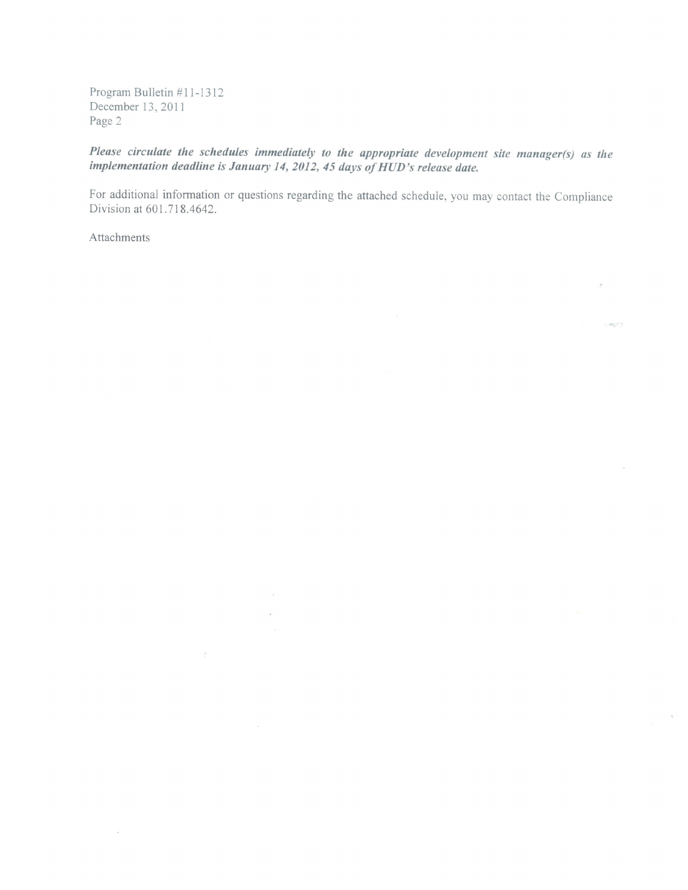Program Bulletin #11-1312
December 13, 2011
Page 2

***Please circulate the schedules immediately to the appropriate development site manager(s) as the implementation deadline is January 14, 2012, 45 days of HUD's release date.***

For additional information or questions regarding the attached schedule, you may contact the Compliance Division at 601.718.4642.

Attachments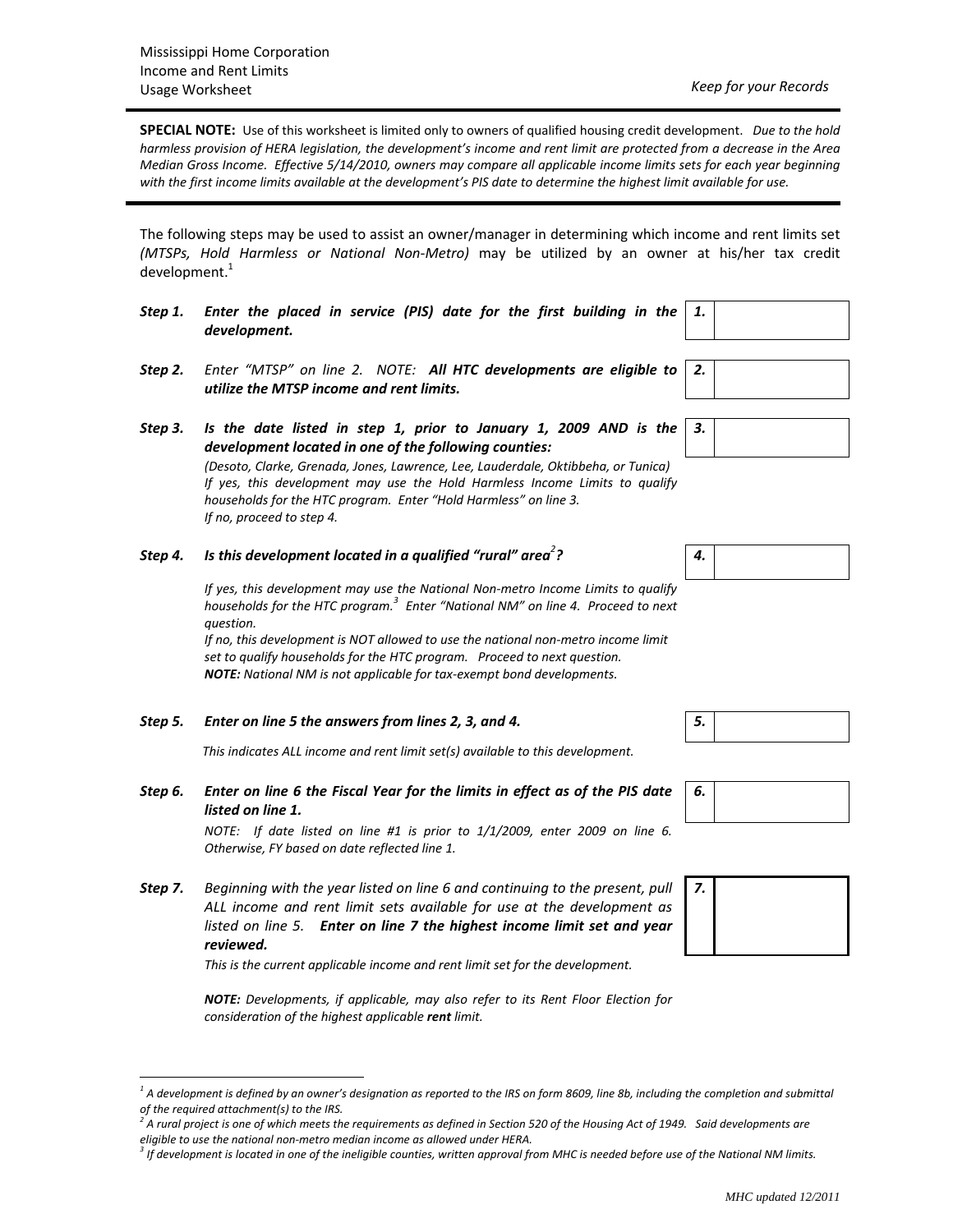Mississippi Home Corporation
Income and Rent Limits
Usage Worksheet

*Keep for your Records*

---

**SPECIAL NOTE:** Use of this worksheet is limited only to owners of qualified housing credit development. *Due to the hold harmless provision of HERA legislation, the development's income and rent limit are protected from a decrease in the Area Median Gross Income. Effective 5/14/2010, owners may compare all applicable income limits sets for each year beginning with the first income limits available at the development's PIS date to determine the highest limit available for use.*

---

The following steps may be used to assist an owner/manager in determining which income and rent limits set *(MTSPs, Hold Harmless or National Non-Metro)* may be utilized by an owner at his/her tax credit development.[1]

***Step 1.*** ***Enter the placed in service (PIS) date for the first building in the development.***

| *1.* | |
|---|---|

***Step 2.*** *Enter "MTSP" on line 2. NOTE:* ***All HTC developments are eligible to utilize the MTSP income and rent limits.***

| *2.* | |
|---|---|

***Step 3.*** ***Is the date listed in step 1, prior to January 1, 2009 AND is the development located in one of the following counties:***

*(Desoto, Clarke, Grenada, Jones, Lawrence, Lee, Lauderdale, Oktibbeha, or Tunica)*
*If yes, this development may use the Hold Harmless Income Limits to qualify households for the HTC program. Enter "Hold Harmless" on line 3.*
*If no, proceed to step 4.*

| *3.* | |
|---|---|

***Step 4.*** ***Is this development located in a qualified "rural" area[2]?***

*If yes, this development may use the National Non-metro Income Limits to qualify households for the HTC program.[3] Enter "National NM" on line 4. Proceed to next question.*
*If no, this development is NOT allowed to use the national non-metro income limit set to qualify households for the HTC program. Proceed to next question.*
***NOTE:*** *National NM is not applicable for tax-exempt bond developments.*

| *4.* | |
|---|---|

***Step 5.*** ***Enter on line 5 the answers from lines 2, 3, and 4.***

*This indicates ALL income and rent limit set(s) available to this development.*

| *5.* | |
|---|---|

***Step 6.*** ***Enter on line 6 the Fiscal Year for the limits in effect as of the PIS date listed on line 1.***

*NOTE: If date listed on line #1 is prior to 1/1/2009, enter 2009 on line 6. Otherwise, FY based on date reflected line 1.*

| *6.* | |
|---|---|

***Step 7.*** *Beginning with the year listed on line 6 and continuing to the present, pull ALL income and rent limit sets available for use at the development as listed on line 5.* ***Enter on line 7 the highest income limit set and year reviewed.***

*This is the current applicable income and rent limit set for the development.*

***NOTE:*** *Developments, if applicable, may also refer to its Rent Floor Election for consideration of the highest applicable* ***rent*** *limit.*

| *7.* | |
|---|---|

---

[1] *A development is defined by an owner's designation as reported to the IRS on form 8609, line 8b, including the completion and submittal of the required attachment(s) to the IRS.*

[2] *A rural project is one of which meets the requirements as defined in Section 520 of the Housing Act of 1949. Said developments are eligible to use the national non-metro median income as allowed under HERA.*

[3] *If development is located in one of the ineligible counties, written approval from MHC is needed before use of the National NM limits.*

*MHC updated 12/2011*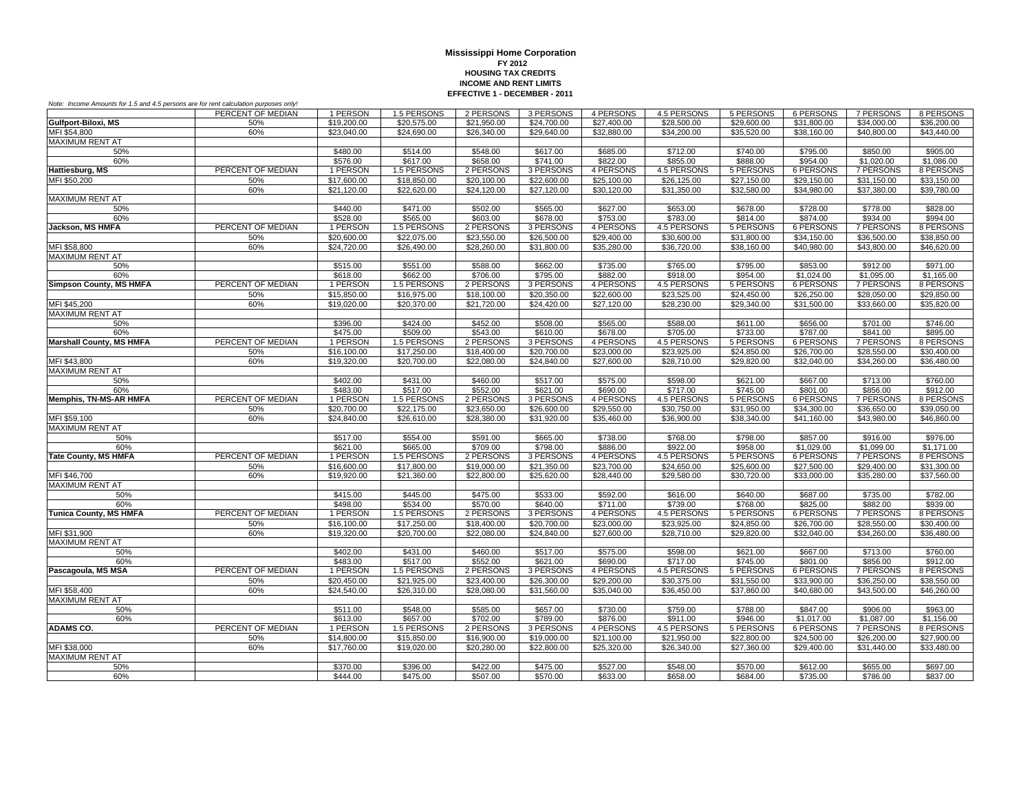**Mississippi Home Corporation**
**FY 2012**
**HOUSING TAX CREDITS**
**INCOME AND RENT LIMITS**
**EFFECTIVE 1 - DECEMBER - 2011**

*Note: Income Amounts for 1.5 and 4.5 persons are for rent calculation purposes only!*

| | PERCENT OF MEDIAN | 1 PERSON | 1.5 PERSONS | 2 PERSONS | 3 PERSONS | 4 PERSONS | 4.5 PERSONS | 5 PERSONS | 6 PERSONS | 7 PERSONS | 8 PERSONS |
|---|---|---|---|---|---|---|---|---|---|---|---|
| **Gulfport-Biloxi, MS** | 50% | $19,200.00 | $20,575.00 | $21,950.00 | $24,700.00 | $27,400.00 | $28,500.00 | $29,600.00 | $31,800.00 | $34,000.00 | $36,200.00 |
| MFI $54,800 | 60% | $23,040.00 | $24,690.00 | $26,340.00 | $29,640.00 | $32,880.00 | $34,200.00 | $35,520.00 | $38,160.00 | $40,800.00 | $43,440.00 |
| MAXIMUM RENT AT | | | | | | | | | | | |
| 50% | | $480.00 | $514.00 | $548.00 | $617.00 | $685.00 | $712.00 | $740.00 | $795.00 | $850.00 | $905.00 |
| 60% | | $576.00 | $617.00 | $658.00 | $741.00 | $822.00 | $855.00 | $888.00 | $954.00 | $1,020.00 | $1,086.00 |
| **Hattiesburg, MS** | PERCENT OF MEDIAN | 1 PERSON | 1.5 PERSONS | 2 PERSONS | 3 PERSONS | 4 PERSONS | 4.5 PERSONS | 5 PERSONS | 6 PERSONS | 7 PERSONS | 8 PERSONS |
| MFI $50,200 | 50% | $17,600.00 | $18,850.00 | $20,100.00 | $22,600.00 | $25,100.00 | $26,125.00 | $27,150.00 | $29,150.00 | $31,150.00 | $33,150.00 |
| | 60% | $21,120.00 | $22,620.00 | $24,120.00 | $27,120.00 | $30,120.00 | $31,350.00 | $32,580.00 | $34,980.00 | $37,380.00 | $39,780.00 |
| MAXIMUM RENT AT | | | | | | | | | | | |
| 50% | | $440.00 | $471.00 | $502.00 | $565.00 | $627.00 | $653.00 | $678.00 | $728.00 | $778.00 | $828.00 |
| 60% | | $528.00 | $565.00 | $603.00 | $678.00 | $753.00 | $783.00 | $814.00 | $874.00 | $934.00 | $994.00 |
| **Jackson, MS HMFA** | PERCENT OF MEDIAN | 1 PERSON | 1.5 PERSONS | 2 PERSONS | 3 PERSONS | 4 PERSONS | 4.5 PERSONS | 5 PERSONS | 6 PERSONS | 7 PERSONS | 8 PERSONS |
| | 50% | $20,600.00 | $22,075.00 | $23,550.00 | $26,500.00 | $29,400.00 | $30,600.00 | $31,800.00 | $34,150.00 | $36,500.00 | $38,850.00 |
| MFI $58,800 | 60% | $24,720.00 | $26,490.00 | $28,260.00 | $31,800.00 | $35,280.00 | $36,720.00 | $38,160.00 | $40,980.00 | $43,800.00 | $46,620.00 |
| MAXIMUM RENT AT | | | | | | | | | | | |
| 50% | | $515.00 | $551.00 | $588.00 | $662.00 | $735.00 | $765.00 | $795.00 | $853.00 | $912.00 | $971.00 |
| 60% | | $618.00 | $662.00 | $706.00 | $795.00 | $882.00 | $918.00 | $954.00 | $1,024.00 | $1,095.00 | $1,165.00 |
| **Simpson County, MS HMFA** | PERCENT OF MEDIAN | 1 PERSON | 1.5 PERSONS | 2 PERSONS | 3 PERSONS | 4 PERSONS | 4.5 PERSONS | 5 PERSONS | 6 PERSONS | 7 PERSONS | 8 PERSONS |
| | 50% | $15,850.00 | $16,975.00 | $18,100.00 | $20,350.00 | $22,600.00 | $23,525.00 | $24,450.00 | $26,250.00 | $28,050.00 | $29,850.00 |
| MFI $45,200 | 60% | $19,020.00 | $20,370.00 | $21,720.00 | $24,420.00 | $27,120.00 | $28,230.00 | $29,340.00 | $31,500.00 | $33,660.00 | $35,820.00 |
| MAXIMUM RENT AT | | | | | | | | | | | |
| 50% | | $396.00 | $424.00 | $452.00 | $508.00 | $565.00 | $588.00 | $611.00 | $656.00 | $701.00 | $746.00 |
| 60% | | $475.00 | $509.00 | $543.00 | $610.00 | $678.00 | $705.00 | $733.00 | $787.00 | $841.00 | $895.00 |
| **Marshall County, MS HMFA** | PERCENT OF MEDIAN | 1 PERSON | 1.5 PERSONS | 2 PERSONS | 3 PERSONS | 4 PERSONS | 4.5 PERSONS | 5 PERSONS | 6 PERSONS | 7 PERSONS | 8 PERSONS |
| | 50% | $16,100.00 | $17,250.00 | $18,400.00 | $20,700.00 | $23,000.00 | $23,925.00 | $24,850.00 | $26,700.00 | $28,550.00 | $30,400.00 |
| MFI $43,800 | 60% | $19,320.00 | $20,700.00 | $22,080.00 | $24,840.00 | $27,600.00 | $28,710.00 | $29,820.00 | $32,040.00 | $34,260.00 | $36,480.00 |
| MAXIMUM RENT AT | | | | | | | | | | | |
| 50% | | $402.00 | $431.00 | $460.00 | $517.00 | $575.00 | $598.00 | $621.00 | $667.00 | $713.00 | $760.00 |
| 60% | | $483.00 | $517.00 | $552.00 | $621.00 | $690.00 | $717.00 | $745.00 | $801.00 | $856.00 | $912.00 |
| **Memphis, TN-MS-AR HMFA** | PERCENT OF MEDIAN | 1 PERSON | 1.5 PERSONS | 2 PERSONS | 3 PERSONS | 4 PERSONS | 4.5 PERSONS | 5 PERSONS | 6 PERSONS | 7 PERSONS | 8 PERSONS |
| | 50% | $20,700.00 | $22,175.00 | $23,650.00 | $26,600.00 | $29,550.00 | $30,750.00 | $31,950.00 | $34,300.00 | $36,650.00 | $39,050.00 |
| MFI $59,100 | 60% | $24,840.00 | $26,610.00 | $28,380.00 | $31,920.00 | $35,460.00 | $36,900.00 | $38,340.00 | $41,160.00 | $43,980.00 | $46,860.00 |
| MAXIMUM RENT AT | | | | | | | | | | | |
| 50% | | $517.00 | $554.00 | $591.00 | $665.00 | $738.00 | $768.00 | $798.00 | $857.00 | $916.00 | $976.00 |
| 60% | | $621.00 | $665.00 | $709.00 | $798.00 | $886.00 | $922.00 | $958.00 | $1,029.00 | $1,099.00 | $1,171.00 |
| **Tate County, MS HMFA** | PERCENT OF MEDIAN | 1 PERSON | 1.5 PERSONS | 2 PERSONS | 3 PERSONS | 4 PERSONS | 4.5 PERSONS | 5 PERSONS | 6 PERSONS | 7 PERSONS | 8 PERSONS |
| | 50% | $16,600.00 | $17,800.00 | $19,000.00 | $21,350.00 | $23,700.00 | $24,650.00 | $25,600.00 | $27,500.00 | $29,400.00 | $31,300.00 |
| MFI $46,700 | 60% | $19,920.00 | $21,360.00 | $22,800.00 | $25,620.00 | $28,440.00 | $29,580.00 | $30,720.00 | $33,000.00 | $35,280.00 | $37,560.00 |
| MAXIMUM RENT AT | | | | | | | | | | | |
| 50% | | $415.00 | $445.00 | $475.00 | $533.00 | $592.00 | $616.00 | $640.00 | $687.00 | $735.00 | $782.00 |
| 60% | | $498.00 | $534.00 | $570.00 | $640.00 | $711.00 | $739.00 | $768.00 | $825.00 | $882.00 | $939.00 |
| **Tunica County, MS HMFA** | PERCENT OF MEDIAN | 1 PERSON | 1.5 PERSONS | 2 PERSONS | 3 PERSONS | 4 PERSONS | 4.5 PERSONS | 5 PERSONS | 6 PERSONS | 7 PERSONS | 8 PERSONS |
| | 50% | $16,100.00 | $17,250.00 | $18,400.00 | $20,700.00 | $23,000.00 | $23,925.00 | $24,850.00 | $26,700.00 | $28,550.00 | $30,400.00 |
| MFI $31,900 | 60% | $19,320.00 | $20,700.00 | $22,080.00 | $24,840.00 | $27,600.00 | $28,710.00 | $29,820.00 | $32,040.00 | $34,260.00 | $36,480.00 |
| MAXIMUM RENT AT | | | | | | | | | | | |
| 50% | | $402.00 | $431.00 | $460.00 | $517.00 | $575.00 | $598.00 | $621.00 | $667.00 | $713.00 | $760.00 |
| 60% | | $483.00 | $517.00 | $552.00 | $621.00 | $690.00 | $717.00 | $745.00 | $801.00 | $856.00 | $912.00 |
| **Pascagoula, MS MSA** | PERCENT OF MEDIAN | 1 PERSON | 1.5 PERSONS | 2 PERSONS | 3 PERSONS | 4 PERSONS | 4.5 PERSONS | 5 PERSONS | 6 PERSONS | 7 PERSONS | 8 PERSONS |
| | 50% | $20,450.00 | $21,925.00 | $23,400.00 | $26,300.00 | $29,200.00 | $30,375.00 | $31,550.00 | $33,900.00 | $36,250.00 | $38,550.00 |
| MFI $58,400 | 60% | $24,540.00 | $26,310.00 | $28,080.00 | $31,560.00 | $35,040.00 | $36,450.00 | $37,860.00 | $40,680.00 | $43,500.00 | $46,260.00 |
| MAXIMUM RENT AT | | | | | | | | | | | |
| 50% | | $511.00 | $548.00 | $585.00 | $657.00 | $730.00 | $759.00 | $788.00 | $847.00 | $906.00 | $963.00 |
| 60% | | $613.00 | $657.00 | $702.00 | $789.00 | $876.00 | $911.00 | $946.00 | $1,017.00 | $1,087.00 | $1,156.00 |
| **ADAMS CO.** | PERCENT OF MEDIAN | 1 PERSON | 1.5 PERSONS | 2 PERSONS | 3 PERSONS | 4 PERSONS | 4.5 PERSONS | 5 PERSONS | 6 PERSONS | 7 PERSONS | 8 PERSONS |
| | 50% | $14,800.00 | $15,850.00 | $16,900.00 | $19,000.00 | $21,100.00 | $21,950.00 | $22,800.00 | $24,500.00 | $26,200.00 | $27,900.00 |
| MFI $38,000 | 60% | $17,760.00 | $19,020.00 | $20,280.00 | $22,800.00 | $25,320.00 | $26,340.00 | $27,360.00 | $29,400.00 | $31,440.00 | $33,480.00 |
| MAXIMUM RENT AT | | | | | | | | | | | |
| 50% | | $370.00 | $396.00 | $422.00 | $475.00 | $527.00 | $548.00 | $570.00 | $612.00 | $655.00 | $697.00 |
| 60% | | $444.00 | $475.00 | $507.00 | $570.00 | $633.00 | $658.00 | $684.00 | $735.00 | $786.00 | $837.00 |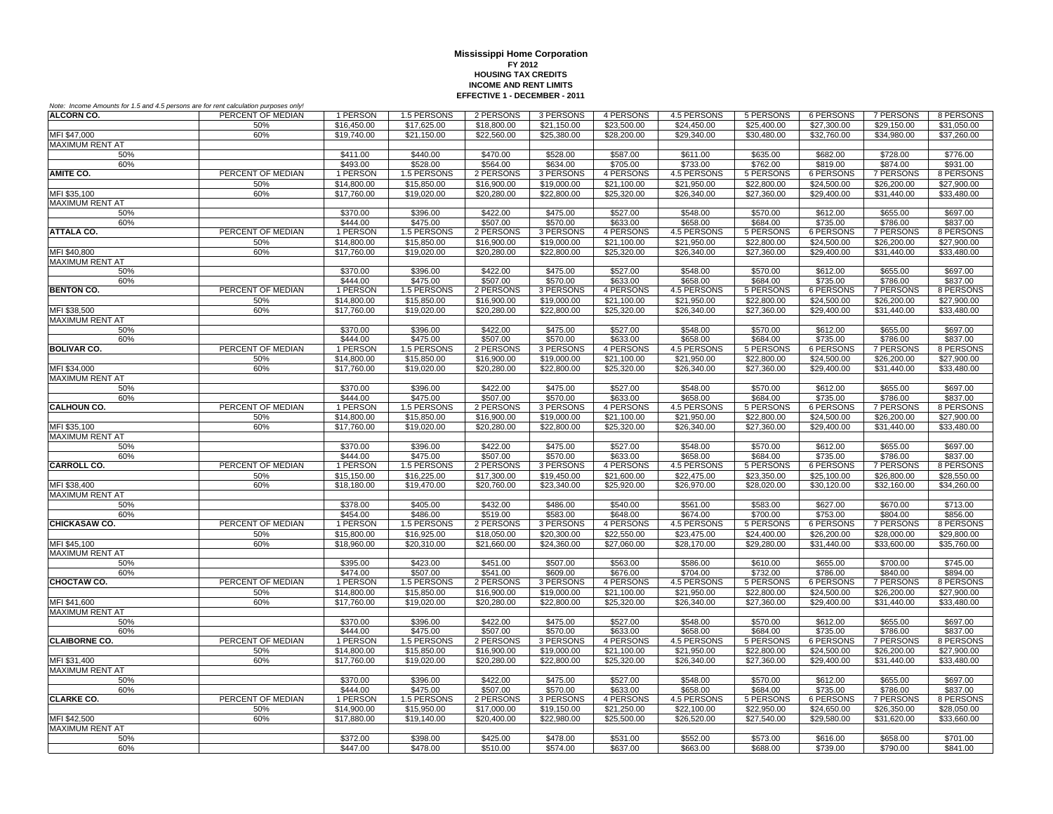**Mississippi Home Corporation**
**FY 2012**
**HOUSING TAX CREDITS**
**INCOME AND RENT LIMITS**
**EFFECTIVE 1 - DECEMBER - 2011**

*Note: Income Amounts for 1.5 and 4.5 persons are for rent calculation purposes only!*

| **ALCORN CO.** | PERCENT OF MEDIAN | 1 PERSON | 1.5 PERSONS | 2 PERSONS | 3 PERSONS | 4 PERSONS | 4.5 PERSONS | 5 PERSONS | 6 PERSONS | 7 PERSONS | 8 PERSONS |
|---|---|---|---|---|---|---|---|---|---|---|---|
| | 50% | $16,450.00 | $17,625.00 | $18,800.00 | $21,150.00 | $23,500.00 | $24,450.00 | $25,400.00 | $27,300.00 | $29,150.00 | $31,050.00 |
| MFI $47,000 | 60% | $19,740.00 | $21,150.00 | $22,560.00 | $25,380.00 | $28,200.00 | $29,340.00 | $30,480.00 | $32,760.00 | $34,980.00 | $37,260.00 |
| MAXIMUM RENT AT | | | | | | | | | | | |
| 50% | | $411.00 | $440.00 | $470.00 | $528.00 | $587.00 | $611.00 | $635.00 | $682.00 | $728.00 | $776.00 |
| 60% | | $493.00 | $528.00 | $564.00 | $634.00 | $705.00 | $733.00 | $762.00 | $819.00 | $874.00 | $931.00 |
| **AMITE CO.** | PERCENT OF MEDIAN | 1 PERSON | 1.5 PERSONS | 2 PERSONS | 3 PERSONS | 4 PERSONS | 4.5 PERSONS | 5 PERSONS | 6 PERSONS | 7 PERSONS | 8 PERSONS |
| | 50% | $14,800.00 | $15,850.00 | $16,900.00 | $19,000.00 | $21,100.00 | $21,950.00 | $22,800.00 | $24,500.00 | $26,200.00 | $27,900.00 |
| MFI $35,100 | 60% | $17,760.00 | $19,020.00 | $20,280.00 | $22,800.00 | $25,320.00 | $26,340.00 | $27,360.00 | $29,400.00 | $31,440.00 | $33,480.00 |
| MAXIMUM RENT AT | | | | | | | | | | | |
| 50% | | $370.00 | $396.00 | $422.00 | $475.00 | $527.00 | $548.00 | $570.00 | $612.00 | $655.00 | $697.00 |
| 60% | | $444.00 | $475.00 | $507.00 | $570.00 | $633.00 | $658.00 | $684.00 | $735.00 | $786.00 | $837.00 |
| **ATTALA CO.** | PERCENT OF MEDIAN | 1 PERSON | 1.5 PERSONS | 2 PERSONS | 3 PERSONS | 4 PERSONS | 4.5 PERSONS | 5 PERSONS | 6 PERSONS | 7 PERSONS | 8 PERSONS |
| | 50% | $14,800.00 | $15,850.00 | $16,900.00 | $19,000.00 | $21,100.00 | $21,950.00 | $22,800.00 | $24,500.00 | $26,200.00 | $27,900.00 |
| MFI $40,800 | 60% | $17,760.00 | $19,020.00 | $20,280.00 | $22,800.00 | $25,320.00 | $26,340.00 | $27,360.00 | $29,400.00 | $31,440.00 | $33,480.00 |
| MAXIMUM RENT AT | | | | | | | | | | | |
| 50% | | $370.00 | $396.00 | $422.00 | $475.00 | $527.00 | $548.00 | $570.00 | $612.00 | $655.00 | $697.00 |
| 60% | | $444.00 | $475.00 | $507.00 | $570.00 | $633.00 | $658.00 | $684.00 | $735.00 | $786.00 | $837.00 |
| **BENTON CO.** | PERCENT OF MEDIAN | 1 PERSON | 1.5 PERSONS | 2 PERSONS | 3 PERSONS | 4 PERSONS | 4.5 PERSONS | 5 PERSONS | 6 PERSONS | 7 PERSONS | 8 PERSONS |
| | 50% | $14,800.00 | $15,850.00 | $16,900.00 | $19,000.00 | $21,100.00 | $21,950.00 | $22,800.00 | $24,500.00 | $26,200.00 | $27,900.00 |
| MFI $38,500 | 60% | $17,760.00 | $19,020.00 | $20,280.00 | $22,800.00 | $25,320.00 | $26,340.00 | $27,360.00 | $29,400.00 | $31,440.00 | $33,480.00 |
| MAXIMUM RENT AT | | | | | | | | | | | |
| 50% | | $370.00 | $396.00 | $422.00 | $475.00 | $527.00 | $548.00 | $570.00 | $612.00 | $655.00 | $697.00 |
| 60% | | $444.00 | $475.00 | $507.00 | $570.00 | $633.00 | $658.00 | $684.00 | $735.00 | $786.00 | $837.00 |
| **BOLIVAR CO.** | PERCENT OF MEDIAN | 1 PERSON | 1.5 PERSONS | 2 PERSONS | 3 PERSONS | 4 PERSONS | 4.5 PERSONS | 5 PERSONS | 6 PERSONS | 7 PERSONS | 8 PERSONS |
| | 50% | $14,800.00 | $15,850.00 | $16,900.00 | $19,000.00 | $21,100.00 | $21,950.00 | $22,800.00 | $24,500.00 | $26,200.00 | $27,900.00 |
| MFI $34,000 | 60% | $17,760.00 | $19,020.00 | $20,280.00 | $22,800.00 | $25,320.00 | $26,340.00 | $27,360.00 | $29,400.00 | $31,440.00 | $33,480.00 |
| MAXIMUM RENT AT | | | | | | | | | | | |
| 50% | | $370.00 | $396.00 | $422.00 | $475.00 | $527.00 | $548.00 | $570.00 | $612.00 | $655.00 | $697.00 |
| 60% | | $444.00 | $475.00 | $507.00 | $570.00 | $633.00 | $658.00 | $684.00 | $735.00 | $786.00 | $837.00 |
| **CALHOUN CO.** | PERCENT OF MEDIAN | 1 PERSON | 1.5 PERSONS | 2 PERSONS | 3 PERSONS | 4 PERSONS | 4.5 PERSONS | 5 PERSONS | 6 PERSONS | 7 PERSONS | 8 PERSONS |
| | 50% | $14,800.00 | $15,850.00 | $16,900.00 | $19,000.00 | $21,100.00 | $21,950.00 | $22,800.00 | $24,500.00 | $26,200.00 | $27,900.00 |
| MFI $35,100 | 60% | $17,760.00 | $19,020.00 | $20,280.00 | $22,800.00 | $25,320.00 | $26,340.00 | $27,360.00 | $29,400.00 | $31,440.00 | $33,480.00 |
| MAXIMUM RENT AT | | | | | | | | | | | |
| 50% | | $370.00 | $396.00 | $422.00 | $475.00 | $527.00 | $548.00 | $570.00 | $612.00 | $655.00 | $697.00 |
| 60% | | $444.00 | $475.00 | $507.00 | $570.00 | $633.00 | $658.00 | $684.00 | $735.00 | $786.00 | $837.00 |
| **CARROLL CO.** | PERCENT OF MEDIAN | 1 PERSON | 1.5 PERSONS | 2 PERSONS | 3 PERSONS | 4 PERSONS | 4.5 PERSONS | 5 PERSONS | 6 PERSONS | 7 PERSONS | 8 PERSONS |
| | 50% | $15,150.00 | $16,225.00 | $17,300.00 | $19,450.00 | $21,600.00 | $22,475.00 | $23,350.00 | $25,100.00 | $26,800.00 | $28,550.00 |
| MFI $38,400 | 60% | $18,180.00 | $19,470.00 | $20,760.00 | $23,340.00 | $25,920.00 | $26,970.00 | $28,020.00 | $30,120.00 | $32,160.00 | $34,260.00 |
| MAXIMUM RENT AT | | | | | | | | | | | |
| 50% | | $378.00 | $405.00 | $432.00 | $486.00 | $540.00 | $561.00 | $583.00 | $627.00 | $670.00 | $713.00 |
| 60% | | $454.00 | $486.00 | $519.00 | $583.00 | $648.00 | $674.00 | $700.00 | $753.00 | $804.00 | $856.00 |
| **CHICKASAW CO.** | PERCENT OF MEDIAN | 1 PERSON | 1.5 PERSONS | 2 PERSONS | 3 PERSONS | 4 PERSONS | 4.5 PERSONS | 5 PERSONS | 6 PERSONS | 7 PERSONS | 8 PERSONS |
| | 50% | $15,800.00 | $16,925.00 | $18,050.00 | $20,300.00 | $22,550.00 | $23,475.00 | $24,400.00 | $26,200.00 | $28,000.00 | $29,800.00 |
| MFI $45,100 | 60% | $18,960.00 | $20,310.00 | $21,660.00 | $24,360.00 | $27,060.00 | $28,170.00 | $29,280.00 | $31,440.00 | $33,600.00 | $35,760.00 |
| MAXIMUM RENT AT | | | | | | | | | | | |
| 50% | | $395.00 | $423.00 | $451.00 | $507.00 | $563.00 | $586.00 | $610.00 | $655.00 | $700.00 | $745.00 |
| 60% | | $474.00 | $507.00 | $541.00 | $609.00 | $676.00 | $704.00 | $732.00 | $786.00 | $840.00 | $894.00 |
| **CHOCTAW CO.** | PERCENT OF MEDIAN | 1 PERSON | 1.5 PERSONS | 2 PERSONS | 3 PERSONS | 4 PERSONS | 4.5 PERSONS | 5 PERSONS | 6 PERSONS | 7 PERSONS | 8 PERSONS |
| | 50% | $14,800.00 | $15,850.00 | $16,900.00 | $19,000.00 | $21,100.00 | $21,950.00 | $22,800.00 | $24,500.00 | $26,200.00 | $27,900.00 |
| MFI $41,600 | 60% | $17,760.00 | $19,020.00 | $20,280.00 | $22,800.00 | $25,320.00 | $26,340.00 | $27,360.00 | $29,400.00 | $31,440.00 | $33,480.00 |
| MAXIMUM RENT AT | | | | | | | | | | | |
| 50% | | $370.00 | $396.00 | $422.00 | $475.00 | $527.00 | $548.00 | $570.00 | $612.00 | $655.00 | $697.00 |
| 60% | | $444.00 | $475.00 | $507.00 | $570.00 | $633.00 | $658.00 | $684.00 | $735.00 | $786.00 | $837.00 |
| **CLAIBORNE CO.** | PERCENT OF MEDIAN | 1 PERSON | 1.5 PERSONS | 2 PERSONS | 3 PERSONS | 4 PERSONS | 4.5 PERSONS | 5 PERSONS | 6 PERSONS | 7 PERSONS | 8 PERSONS |
| | 50% | $14,800.00 | $15,850.00 | $16,900.00 | $19,000.00 | $21,100.00 | $21,950.00 | $22,800.00 | $24,500.00 | $26,200.00 | $27,900.00 |
| MFI $31,400 | 60% | $17,760.00 | $19,020.00 | $20,280.00 | $22,800.00 | $25,320.00 | $26,340.00 | $27,360.00 | $29,400.00 | $31,440.00 | $33,480.00 |
| MAXIMUM RENT AT | | | | | | | | | | | |
| 50% | | $370.00 | $396.00 | $422.00 | $475.00 | $527.00 | $548.00 | $570.00 | $612.00 | $655.00 | $697.00 |
| 60% | | $444.00 | $475.00 | $507.00 | $570.00 | $633.00 | $658.00 | $684.00 | $735.00 | $786.00 | $837.00 |
| **CLARKE CO.** | PERCENT OF MEDIAN | 1 PERSON | 1.5 PERSONS | 2 PERSONS | 3 PERSONS | 4 PERSONS | 4.5 PERSONS | 5 PERSONS | 6 PERSONS | 7 PERSONS | 8 PERSONS |
| | 50% | $14,900.00 | $15,950.00 | $17,000.00 | $19,150.00 | $21,250.00 | $22,100.00 | $22,950.00 | $24,650.00 | $26,350.00 | $28,050.00 |
| MFI $42,500 | 60% | $17,880.00 | $19,140.00 | $20,400.00 | $22,980.00 | $25,500.00 | $26,520.00 | $27,540.00 | $29,580.00 | $31,620.00 | $33,660.00 |
| MAXIMUM RENT AT | | | | | | | | | | | |
| 50% | | $372.00 | $398.00 | $425.00 | $478.00 | $531.00 | $552.00 | $573.00 | $616.00 | $658.00 | $701.00 |
| 60% | | $447.00 | $478.00 | $510.00 | $574.00 | $637.00 | $663.00 | $688.00 | $739.00 | $790.00 | $841.00 |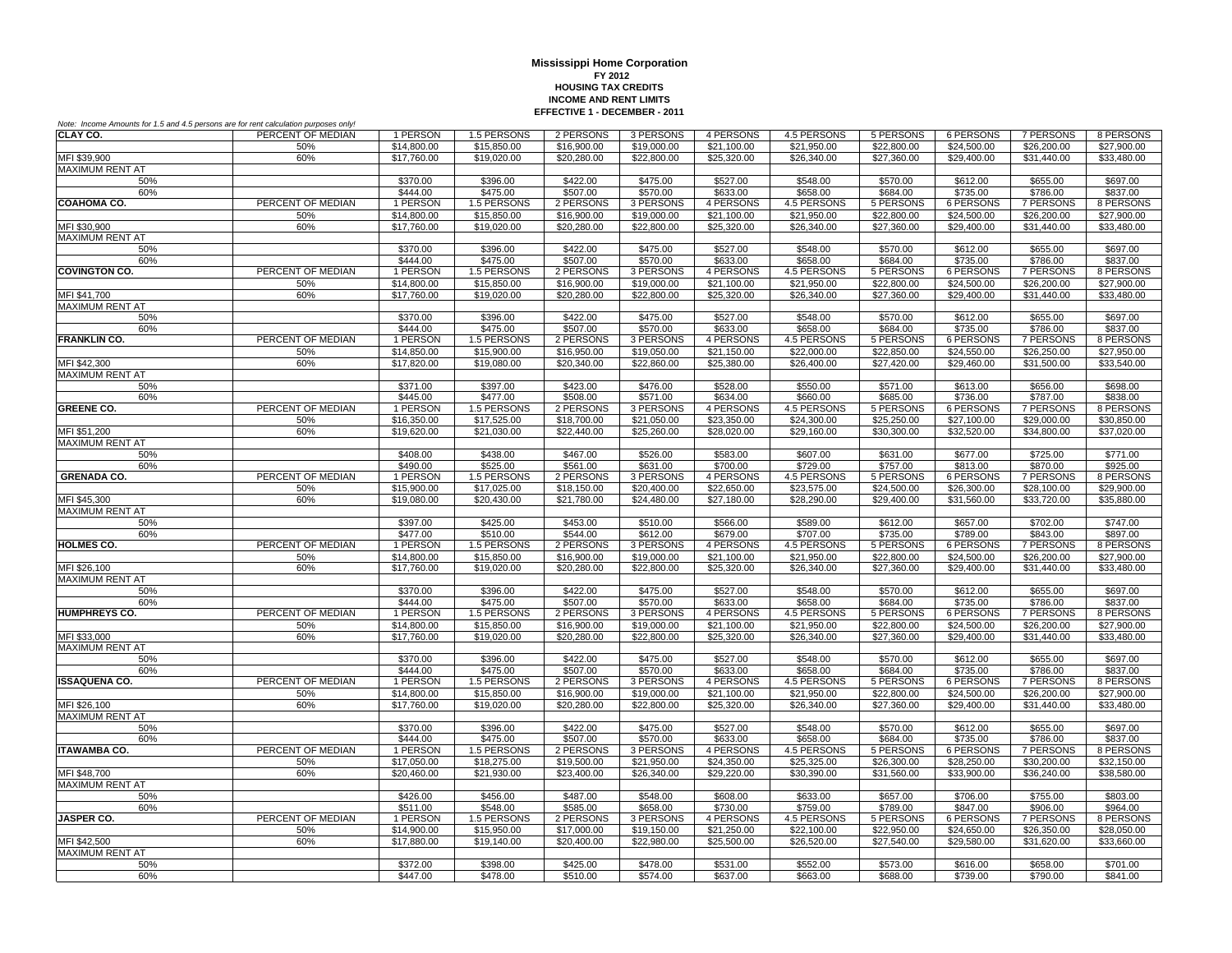# Mississippi Home Corporation

**FY 2012**
**HOUSING TAX CREDITS**
**INCOME AND RENT LIMITS**
**EFFECTIVE 1 - DECEMBER - 2011**

*Note: Income Amounts for 1.5 and 4.5 persons are for rent calculation purposes only!*

| | | | | | | | | | | | |
|---|---|---|---|---|---|---|---|---|---|---|---|
| **CLAY CO.** | PERCENT OF MEDIAN | 1 PERSON | 1.5 PERSONS | 2 PERSONS | 3 PERSONS | 4 PERSONS | 4.5 PERSONS | 5 PERSONS | 6 PERSONS | 7 PERSONS | 8 PERSONS |
| | 50% | $14,800.00 | $15,850.00 | $16,900.00 | $19,000.00 | $21,100.00 | $21,950.00 | $22,800.00 | $24,500.00 | $26,200.00 | $27,900.00 |
| MFI $39,900 | 60% | $17,760.00 | $19,020.00 | $20,280.00 | $22,800.00 | $25,320.00 | $26,340.00 | $27,360.00 | $29,400.00 | $31,440.00 | $33,480.00 |
| MAXIMUM RENT AT | | | | | | | | | | | |
| 50% | | $370.00 | $396.00 | $422.00 | $475.00 | $527.00 | $548.00 | $570.00 | $612.00 | $655.00 | $697.00 |
| 60% | | $444.00 | $475.00 | $507.00 | $570.00 | $633.00 | $658.00 | $684.00 | $735.00 | $786.00 | $837.00 |
| **COAHOMA CO.** | PERCENT OF MEDIAN | 1 PERSON | 1.5 PERSONS | 2 PERSONS | 3 PERSONS | 4 PERSONS | 4.5 PERSONS | 5 PERSONS | 6 PERSONS | 7 PERSONS | 8 PERSONS |
| | 50% | $14,800.00 | $15,850.00 | $16,900.00 | $19,000.00 | $21,100.00 | $21,950.00 | $22,800.00 | $24,500.00 | $26,200.00 | $27,900.00 |
| MFI $30,900 | 60% | $17,760.00 | $19,020.00 | $20,280.00 | $22,800.00 | $25,320.00 | $26,340.00 | $27,360.00 | $29,400.00 | $31,440.00 | $33,480.00 |
| MAXIMUM RENT AT | | | | | | | | | | | |
| 50% | | $370.00 | $396.00 | $422.00 | $475.00 | $527.00 | $548.00 | $570.00 | $612.00 | $655.00 | $697.00 |
| 60% | | $444.00 | $475.00 | $507.00 | $570.00 | $633.00 | $658.00 | $684.00 | $735.00 | $786.00 | $837.00 |
| **COVINGTON CO.** | PERCENT OF MEDIAN | 1 PERSON | 1.5 PERSONS | 2 PERSONS | 3 PERSONS | 4 PERSONS | 4.5 PERSONS | 5 PERSONS | 6 PERSONS | 7 PERSONS | 8 PERSONS |
| | 50% | $14,800.00 | $15,850.00 | $16,900.00 | $19,000.00 | $21,100.00 | $21,950.00 | $22,800.00 | $24,500.00 | $26,200.00 | $27,900.00 |
| MFI $41,700 | 60% | $17,760.00 | $19,020.00 | $20,280.00 | $22,800.00 | $25,320.00 | $26,340.00 | $27,360.00 | $29,400.00 | $31,440.00 | $33,480.00 |
| MAXIMUM RENT AT | | | | | | | | | | | |
| 50% | | $370.00 | $396.00 | $422.00 | $475.00 | $527.00 | $548.00 | $570.00 | $612.00 | $655.00 | $697.00 |
| 60% | | $444.00 | $475.00 | $507.00 | $570.00 | $633.00 | $658.00 | $684.00 | $735.00 | $786.00 | $837.00 |
| **FRANKLIN CO.** | PERCENT OF MEDIAN | 1 PERSON | 1.5 PERSONS | 2 PERSONS | 3 PERSONS | 4 PERSONS | 4.5 PERSONS | 5 PERSONS | 6 PERSONS | 7 PERSONS | 8 PERSONS |
| | 50% | $14,850.00 | $15,900.00 | $16,950.00 | $19,050.00 | $21,150.00 | $22,000.00 | $22,850.00 | $24,550.00 | $26,250.00 | $27,950.00 |
| MFI $42,300 | 60% | $17,820.00 | $19,080.00 | $20,340.00 | $22,860.00 | $25,380.00 | $26,400.00 | $27,420.00 | $29,460.00 | $31,500.00 | $33,540.00 |
| MAXIMUM RENT AT | | | | | | | | | | | |
| 50% | | $371.00 | $397.00 | $423.00 | $476.00 | $528.00 | $550.00 | $571.00 | $613.00 | $656.00 | $698.00 |
| 60% | | $445.00 | $477.00 | $508.00 | $571.00 | $634.00 | $660.00 | $685.00 | $736.00 | $787.00 | $838.00 |
| **GREENE CO.** | PERCENT OF MEDIAN | 1 PERSON | 1.5 PERSONS | 2 PERSONS | 3 PERSONS | 4 PERSONS | 4.5 PERSONS | 5 PERSONS | 6 PERSONS | 7 PERSONS | 8 PERSONS |
| | 50% | $16,350.00 | $17,525.00 | $18,700.00 | $21,050.00 | $23,350.00 | $24,300.00 | $25,250.00 | $27,100.00 | $29,000.00 | $30,850.00 |
| MFI $51,200 | 60% | $19,620.00 | $21,030.00 | $22,440.00 | $25,260.00 | $28,020.00 | $29,160.00 | $30,300.00 | $32,520.00 | $34,800.00 | $37,020.00 |
| MAXIMUM RENT AT | | | | | | | | | | | |
| 50% | | $408.00 | $438.00 | $467.00 | $526.00 | $583.00 | $607.00 | $631.00 | $677.00 | $725.00 | $771.00 |
| 60% | | $490.00 | $525.00 | $561.00 | $631.00 | $700.00 | $729.00 | $757.00 | $813.00 | $870.00 | $925.00 |
| **GRENADA CO.** | PERCENT OF MEDIAN | 1 PERSON | 1.5 PERSONS | 2 PERSONS | 3 PERSONS | 4 PERSONS | 4.5 PERSONS | 5 PERSONS | 6 PERSONS | 7 PERSONS | 8 PERSONS |
| | 50% | $15,900.00 | $17,025.00 | $18,150.00 | $20,400.00 | $22,650.00 | $23,575.00 | $24,500.00 | $26,300.00 | $28,100.00 | $29,900.00 |
| MFI $45,300 | 60% | $19,080.00 | $20,430.00 | $21,780.00 | $24,480.00 | $27,180.00 | $28,290.00 | $29,400.00 | $31,560.00 | $33,720.00 | $35,880.00 |
| MAXIMUM RENT AT | | | | | | | | | | | |
| 50% | | $397.00 | $425.00 | $453.00 | $510.00 | $566.00 | $589.00 | $612.00 | $657.00 | $702.00 | $747.00 |
| 60% | | $477.00 | $510.00 | $544.00 | $612.00 | $679.00 | $707.00 | $735.00 | $789.00 | $843.00 | $897.00 |
| **HOLMES CO.** | PERCENT OF MEDIAN | 1 PERSON | 1.5 PERSONS | 2 PERSONS | 3 PERSONS | 4 PERSONS | 4.5 PERSONS | 5 PERSONS | 6 PERSONS | 7 PERSONS | 8 PERSONS |
| | 50% | $14,800.00 | $15,850.00 | $16,900.00 | $19,000.00 | $21,100.00 | $21,950.00 | $22,800.00 | $24,500.00 | $26,200.00 | $27,900.00 |
| MFI $26,100 | 60% | $17,760.00 | $19,020.00 | $20,280.00 | $22,800.00 | $25,320.00 | $26,340.00 | $27,360.00 | $29,400.00 | $31,440.00 | $33,480.00 |
| MAXIMUM RENT AT | | | | | | | | | | | |
| 50% | | $370.00 | $396.00 | $422.00 | $475.00 | $527.00 | $548.00 | $570.00 | $612.00 | $655.00 | $697.00 |
| 60% | | $444.00 | $475.00 | $507.00 | $570.00 | $633.00 | $658.00 | $684.00 | $735.00 | $786.00 | $837.00 |
| **HUMPHREYS CO.** | PERCENT OF MEDIAN | 1 PERSON | 1.5 PERSONS | 2 PERSONS | 3 PERSONS | 4 PERSONS | 4.5 PERSONS | 5 PERSONS | 6 PERSONS | 7 PERSONS | 8 PERSONS |
| | 50% | $14,800.00 | $15,850.00 | $16,900.00 | $19,000.00 | $21,100.00 | $21,950.00 | $22,800.00 | $24,500.00 | $26,200.00 | $27,900.00 |
| MFI $33,000 | 60% | $17,760.00 | $19,020.00 | $20,280.00 | $22,800.00 | $25,320.00 | $26,340.00 | $27,360.00 | $29,400.00 | $31,440.00 | $33,480.00 |
| MAXIMUM RENT AT | | | | | | | | | | | |
| 50% | | $370.00 | $396.00 | $422.00 | $475.00 | $527.00 | $548.00 | $570.00 | $612.00 | $655.00 | $697.00 |
| 60% | | $444.00 | $475.00 | $507.00 | $570.00 | $633.00 | $658.00 | $684.00 | $735.00 | $786.00 | $837.00 |
| **ISSAQUENA CO.** | PERCENT OF MEDIAN | 1 PERSON | 1.5 PERSONS | 2 PERSONS | 3 PERSONS | 4 PERSONS | 4.5 PERSONS | 5 PERSONS | 6 PERSONS | 7 PERSONS | 8 PERSONS |
| | 50% | $14,800.00 | $15,850.00 | $16,900.00 | $19,000.00 | $21,100.00 | $21,950.00 | $22,800.00 | $24,500.00 | $26,200.00 | $27,900.00 |
| MFI $26,100 | 60% | $17,760.00 | $19,020.00 | $20,280.00 | $22,800.00 | $25,320.00 | $26,340.00 | $27,360.00 | $29,400.00 | $31,440.00 | $33,480.00 |
| MAXIMUM RENT AT | | | | | | | | | | | |
| 50% | | $370.00 | $396.00 | $422.00 | $475.00 | $527.00 | $548.00 | $570.00 | $612.00 | $655.00 | $697.00 |
| 60% | | $444.00 | $475.00 | $507.00 | $570.00 | $633.00 | $658.00 | $684.00 | $735.00 | $786.00 | $837.00 |
| **ITAWAMBA CO.** | PERCENT OF MEDIAN | 1 PERSON | 1.5 PERSONS | 2 PERSONS | 3 PERSONS | 4 PERSONS | 4.5 PERSONS | 5 PERSONS | 6 PERSONS | 7 PERSONS | 8 PERSONS |
| | 50% | $17,050.00 | $18,275.00 | $19,500.00 | $21,950.00 | $24,350.00 | $25,325.00 | $26,300.00 | $28,250.00 | $30,200.00 | $32,150.00 |
| MFI $48,700 | 60% | $20,460.00 | $21,930.00 | $23,400.00 | $26,340.00 | $29,220.00 | $30,390.00 | $31,560.00 | $33,900.00 | $36,240.00 | $38,580.00 |
| MAXIMUM RENT AT | | | | | | | | | | | |
| 50% | | $426.00 | $456.00 | $487.00 | $548.00 | $608.00 | $633.00 | $657.00 | $706.00 | $755.00 | $803.00 |
| 60% | | $511.00 | $548.00 | $585.00 | $658.00 | $730.00 | $759.00 | $789.00 | $847.00 | $906.00 | $964.00 |
| **JASPER CO.** | PERCENT OF MEDIAN | 1 PERSON | 1.5 PERSONS | 2 PERSONS | 3 PERSONS | 4 PERSONS | 4.5 PERSONS | 5 PERSONS | 6 PERSONS | 7 PERSONS | 8 PERSONS |
| | 50% | $14,900.00 | $15,950.00 | $17,000.00 | $19,150.00 | $21,250.00 | $22,100.00 | $22,950.00 | $24,650.00 | $26,350.00 | $28,050.00 |
| MFI $42,500 | 60% | $17,880.00 | $19,140.00 | $20,400.00 | $22,980.00 | $25,500.00 | $26,520.00 | $27,540.00 | $29,580.00 | $31,620.00 | $33,660.00 |
| MAXIMUM RENT AT | | | | | | | | | | | |
| 50% | | $372.00 | $398.00 | $425.00 | $478.00 | $531.00 | $552.00 | $573.00 | $616.00 | $658.00 | $701.00 |
| 60% | | $447.00 | $478.00 | $510.00 | $574.00 | $637.00 | $663.00 | $688.00 | $739.00 | $790.00 | $841.00 |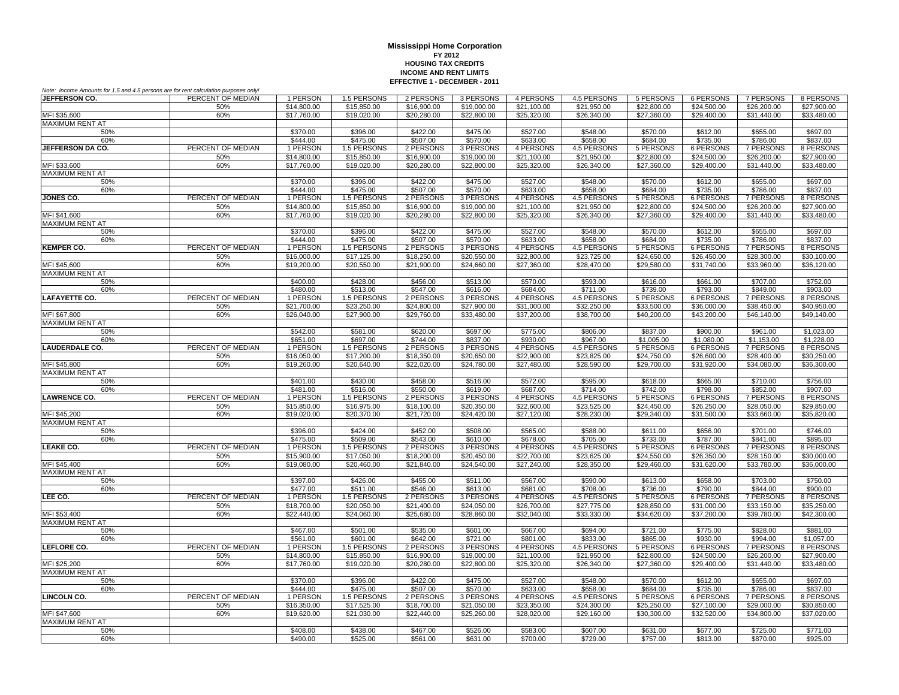**Mississippi Home Corporation**
**FY 2012**
**HOUSING TAX CREDITS**
**INCOME AND RENT LIMITS**
**EFFECTIVE 1 - DECEMBER - 2011**

*Note: Income Amounts for 1.5 and 4.5 persons are for rent calculation purposes only!*

| | | | | | | | | | | | |
|---|---|---|---|---|---|---|---|---|---|---|---|
| **JEFFERSON CO.** | PERCENT OF MEDIAN | 1 PERSON | 1.5 PERSONS | 2 PERSONS | 3 PERSONS | 4 PERSONS | 4.5 PERSONS | 5 PERSONS | 6 PERSONS | 7 PERSONS | 8 PERSONS |
| | 50% | $14,800.00 | $15,850.00 | $16,900.00 | $19,000.00 | $21,100.00 | $21,950.00 | $22,800.00 | $24,500.00 | $26,200.00 | $27,900.00 |
| MFI $35,600 | 60% | $17,760.00 | $19,020.00 | $20,280.00 | $22,800.00 | $25,320.00 | $26,340.00 | $27,360.00 | $29,400.00 | $31,440.00 | $33,480.00 |
| MAXIMUM RENT AT | | | | | | | | | | | |
| 50% | | $370.00 | $396.00 | $422.00 | $475.00 | $527.00 | $548.00 | $570.00 | $612.00 | $655.00 | $697.00 |
| 60% | | $444.00 | $475.00 | $507.00 | $570.00 | $633.00 | $658.00 | $684.00 | $735.00 | $786.00 | $837.00 |
| **JEFFERSON DA CO.** | PERCENT OF MEDIAN | 1 PERSON | 1.5 PERSONS | 2 PERSONS | 3 PERSONS | 4 PERSONS | 4.5 PERSONS | 5 PERSONS | 6 PERSONS | 7 PERSONS | 8 PERSONS |
| | 50% | $14,800.00 | $15,850.00 | $16,900.00 | $19,000.00 | $21,100.00 | $21,950.00 | $22,800.00 | $24,500.00 | $26,200.00 | $27,900.00 |
| MFI $33,600 | 60% | $17,760.00 | $19,020.00 | $20,280.00 | $22,800.00 | $25,320.00 | $26,340.00 | $27,360.00 | $29,400.00 | $31,440.00 | $33,480.00 |
| MAXIMUM RENT AT | | | | | | | | | | | |
| 50% | | $370.00 | $396.00 | $422.00 | $475.00 | $527.00 | $548.00 | $570.00 | $612.00 | $655.00 | $697.00 |
| 60% | | $444.00 | $475.00 | $507.00 | $570.00 | $633.00 | $658.00 | $684.00 | $735.00 | $786.00 | $837.00 |
| **JONES CO.** | PERCENT OF MEDIAN | 1 PERSON | 1.5 PERSONS | 2 PERSONS | 3 PERSONS | 4 PERSONS | 4.5 PERSONS | 5 PERSONS | 6 PERSONS | 7 PERSONS | 8 PERSONS |
| | 50% | $14,800.00 | $15,850.00 | $16,900.00 | $19,000.00 | $21,100.00 | $21,950.00 | $22,800.00 | $24,500.00 | $26,200.00 | $27,900.00 |
| MFI $41,600 | 60% | $17,760.00 | $19,020.00 | $20,280.00 | $22,800.00 | $25,320.00 | $26,340.00 | $27,360.00 | $29,400.00 | $31,440.00 | $33,480.00 |
| MAXIMUM RENT AT | | | | | | | | | | | |
| 50% | | $370.00 | $396.00 | $422.00 | $475.00 | $527.00 | $548.00 | $570.00 | $612.00 | $655.00 | $697.00 |
| 60% | | $444.00 | $475.00 | $507.00 | $570.00 | $633.00 | $658.00 | $684.00 | $735.00 | $786.00 | $837.00 |
| **KEMPER CO.** | PERCENT OF MEDIAN | 1 PERSON | 1.5 PERSONS | 2 PERSONS | 3 PERSONS | 4 PERSONS | 4.5 PERSONS | 5 PERSONS | 6 PERSONS | 7 PERSONS | 8 PERSONS |
| | 50% | $16,000.00 | $17,125.00 | $18,250.00 | $20,550.00 | $22,800.00 | $23,725.00 | $24,650.00 | $26,450.00 | $28,300.00 | $30,100.00 |
| MFI $45,600 | 60% | $19,200.00 | $20,550.00 | $21,900.00 | $24,660.00 | $27,360.00 | $28,470.00 | $29,580.00 | $31,740.00 | $33,960.00 | $36,120.00 |
| MAXIMUM RENT AT | | | | | | | | | | | |
| 50% | | $400.00 | $428.00 | $456.00 | $513.00 | $570.00 | $593.00 | $616.00 | $661.00 | $707.00 | $752.00 |
| 60% | | $480.00 | $513.00 | $547.00 | $616.00 | $684.00 | $711.00 | $739.00 | $793.00 | $849.00 | $903.00 |
| **LAFAYETTE CO.** | PERCENT OF MEDIAN | 1 PERSON | 1.5 PERSONS | 2 PERSONS | 3 PERSONS | 4 PERSONS | 4.5 PERSONS | 5 PERSONS | 6 PERSONS | 7 PERSONS | 8 PERSONS |
| | 50% | $21,700.00 | $23,250.00 | $24,800.00 | $27,900.00 | $31,000.00 | $32,250.00 | $33,500.00 | $36,000.00 | $38,450.00 | $40,950.00 |
| MFI $67,800 | 60% | $26,040.00 | $27,900.00 | $29,760.00 | $33,480.00 | $37,200.00 | $38,700.00 | $40,200.00 | $43,200.00 | $46,140.00 | $49,140.00 |
| MAXIMUM RENT AT | | | | | | | | | | | |
| 50% | | $542.00 | $581.00 | $620.00 | $697.00 | $775.00 | $806.00 | $837.00 | $900.00 | $961.00 | $1,023.00 |
| 60% | | $651.00 | $697.00 | $744.00 | $837.00 | $930.00 | $967.00 | $1,005.00 | $1,080.00 | $1,153.00 | $1,228.00 |
| **LAUDERDALE CO.** | PERCENT OF MEDIAN | 1 PERSON | 1.5 PERSONS | 2 PERSONS | 3 PERSONS | 4 PERSONS | 4.5 PERSONS | 5 PERSONS | 6 PERSONS | 7 PERSONS | 8 PERSONS |
| | 50% | $16,050.00 | $17,200.00 | $18,350.00 | $20,650.00 | $22,900.00 | $23,825.00 | $24,750.00 | $26,600.00 | $28,400.00 | $30,250.00 |
| MFI $45,800 | 60% | $19,260.00 | $20,640.00 | $22,020.00 | $24,780.00 | $27,480.00 | $28,590.00 | $29,700.00 | $31,920.00 | $34,080.00 | $36,300.00 |
| MAXIMUM RENT AT | | | | | | | | | | | |
| 50% | | $401.00 | $430.00 | $458.00 | $516.00 | $572.00 | $595.00 | $618.00 | $665.00 | $710.00 | $756.00 |
| 60% | | $481.00 | $516.00 | $550.00 | $619.00 | $687.00 | $714.00 | $742.00 | $798.00 | $852.00 | $907.00 |
| **LAWRENCE CO.** | PERCENT OF MEDIAN | 1 PERSON | 1.5 PERSONS | 2 PERSONS | 3 PERSONS | 4 PERSONS | 4.5 PERSONS | 5 PERSONS | 6 PERSONS | 7 PERSONS | 8 PERSONS |
| | 50% | $15,850.00 | $16,975.00 | $18,100.00 | $20,350.00 | $22,600.00 | $23,525.00 | $24,450.00 | $26,250.00 | $28,050.00 | $29,850.00 |
| MFI $45,200 | 60% | $19,020.00 | $20,370.00 | $21,720.00 | $24,420.00 | $27,120.00 | $28,230.00 | $29,340.00 | $31,500.00 | $33,660.00 | $35,820.00 |
| MAXIMUM RENT AT | | | | | | | | | | | |
| 50% | | $396.00 | $424.00 | $452.00 | $508.00 | $565.00 | $588.00 | $611.00 | $656.00 | $701.00 | $746.00 |
| 60% | | $475.00 | $509.00 | $543.00 | $610.00 | $678.00 | $705.00 | $733.00 | $787.00 | $841.00 | $895.00 |
| **LEAKE CO.** | PERCENT OF MEDIAN | 1 PERSON | 1.5 PERSONS | 2 PERSONS | 3 PERSONS | 4 PERSONS | 4.5 PERSONS | 5 PERSONS | 6 PERSONS | 7 PERSONS | 8 PERSONS |
| | 50% | $15,900.00 | $17,050.00 | $18,200.00 | $20,450.00 | $22,700.00 | $23,625.00 | $24,550.00 | $26,350.00 | $28,150.00 | $30,000.00 |
| MFI $45,400 | 60% | $19,080.00 | $20,460.00 | $21,840.00 | $24,540.00 | $27,240.00 | $28,350.00 | $29,460.00 | $31,620.00 | $33,780.00 | $36,000.00 |
| MAXIMUM RENT AT | | | | | | | | | | | |
| 50% | | $397.00 | $426.00 | $455.00 | $511.00 | $567.00 | $590.00 | $613.00 | $658.00 | $703.00 | $750.00 |
| 60% | | $477.00 | $511.00 | $546.00 | $613.00 | $681.00 | $708.00 | $736.00 | $790.00 | $844.00 | $900.00 |
| **LEE CO.** | PERCENT OF MEDIAN | 1 PERSON | 1.5 PERSONS | 2 PERSONS | 3 PERSONS | 4 PERSONS | 4.5 PERSONS | 5 PERSONS | 6 PERSONS | 7 PERSONS | 8 PERSONS |
| | 50% | $18,700.00 | $20,050.00 | $21,400.00 | $24,050.00 | $26,700.00 | $27,775.00 | $28,850.00 | $31,000.00 | $33,150.00 | $35,250.00 |
| MFI $53,400 | 60% | $22,440.00 | $24,060.00 | $25,680.00 | $28,860.00 | $32,040.00 | $33,330.00 | $34,620.00 | $37,200.00 | $39,780.00 | $42,300.00 |
| MAXIMUM RENT AT | | | | | | | | | | | |
| 50% | | $467.00 | $501.00 | $535.00 | $601.00 | $667.00 | $694.00 | $721.00 | $775.00 | $828.00 | $881.00 |
| 60% | | $561.00 | $601.00 | $642.00 | $721.00 | $801.00 | $833.00 | $865.00 | $930.00 | $994.00 | $1,057.00 |
| **LEFLORE CO.** | PERCENT OF MEDIAN | 1 PERSON | 1.5 PERSONS | 2 PERSONS | 3 PERSONS | 4 PERSONS | 4.5 PERSONS | 5 PERSONS | 6 PERSONS | 7 PERSONS | 8 PERSONS |
| | 50% | $14,800.00 | $15,850.00 | $16,900.00 | $19,000.00 | $21,100.00 | $21,950.00 | $22,800.00 | $24,500.00 | $26,200.00 | $27,900.00 |
| MFI $25,200 | 60% | $17,760.00 | $19,020.00 | $20,280.00 | $22,800.00 | $25,320.00 | $26,340.00 | $27,360.00 | $29,400.00 | $31,440.00 | $33,480.00 |
| MAXIMUM RENT AT | | | | | | | | | | | |
| 50% | | $370.00 | $396.00 | $422.00 | $475.00 | $527.00 | $548.00 | $570.00 | $612.00 | $655.00 | $697.00 |
| 60% | | $444.00 | $475.00 | $507.00 | $570.00 | $633.00 | $658.00 | $684.00 | $735.00 | $786.00 | $837.00 |
| **LINCOLN CO.** | PERCENT OF MEDIAN | 1 PERSON | 1.5 PERSONS | 2 PERSONS | 3 PERSONS | 4 PERSONS | 4.5 PERSONS | 5 PERSONS | 6 PERSONS | 7 PERSONS | 8 PERSONS |
| | 50% | $16,350.00 | $17,525.00 | $18,700.00 | $21,050.00 | $23,350.00 | $24,300.00 | $25,250.00 | $27,100.00 | $29,000.00 | $30,850.00 |
| MFI $47,600 | 60% | $19,620.00 | $21,030.00 | $22,440.00 | $25,260.00 | $28,020.00 | $29,160.00 | $30,300.00 | $32,520.00 | $34,800.00 | $37,020.00 |
| MAXIMUM RENT AT | | | | | | | | | | | |
| 50% | | $408.00 | $438.00 | $467.00 | $526.00 | $583.00 | $607.00 | $631.00 | $677.00 | $725.00 | $771.00 |
| 60% | | $490.00 | $525.00 | $561.00 | $631.00 | $700.00 | $729.00 | $757.00 | $813.00 | $870.00 | $925.00 |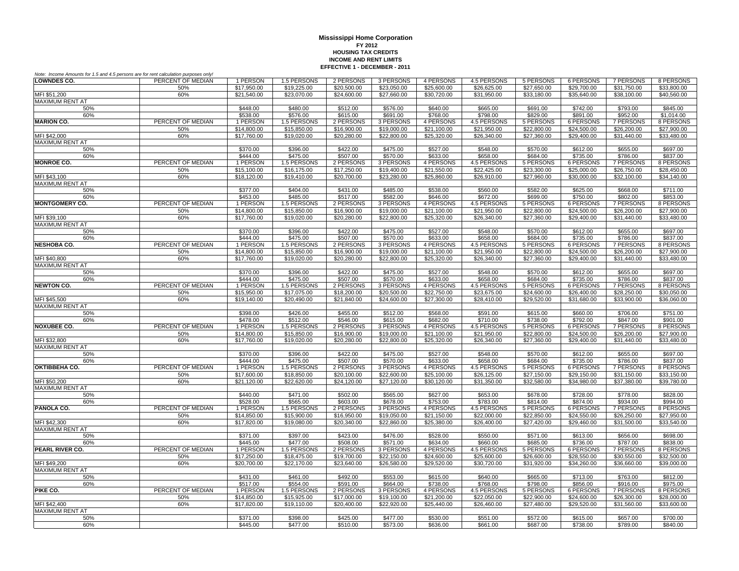**Mississippi Home Corporation**
**FY 2012**
**HOUSING TAX CREDITS**
**INCOME AND RENT LIMITS**
**EFFECTIVE 1 - DECEMBER - 2011**

*Note: Income Amounts for 1.5 and 4.5 persons are for rent calculation purposes only!*

| **LOWNDES CO.** | PERCENT OF MEDIAN | 1 PERSON | 1.5 PERSONS | 2 PERSONS | 3 PERSONS | 4 PERSONS | 4.5 PERSONS | 5 PERSONS | 6 PERSONS | 7 PERSONS | 8 PERSONS |
|---|---|---|---|---|---|---|---|---|---|---|---|
| | 50% | $17,950.00 | $19,225.00 | $20,500.00 | $23,050.00 | $25,600.00 | $26,625.00 | $27,650.00 | $29,700.00 | $31,750.00 | $33,800.00 |
| MFI $51,200 | 60% | $21,540.00 | $23,070.00 | $24,600.00 | $27,660.00 | $30,720.00 | $31,950.00 | $33,180.00 | $35,640.00 | $38,100.00 | $40,560.00 |
| MAXIMUM RENT AT | | | | | | | | | | | |
| 50% | | $448.00 | $480.00 | $512.00 | $576.00 | $640.00 | $665.00 | $691.00 | $742.00 | $793.00 | $845.00 |
| 60% | | $538.00 | $576.00 | $615.00 | $691.00 | $768.00 | $798.00 | $829.00 | $891.00 | $952.00 | $1,014.00 |
| **MARION CO.** | PERCENT OF MEDIAN | 1 PERSON | 1.5 PERSONS | 2 PERSONS | 3 PERSONS | 4 PERSONS | 4.5 PERSONS | 5 PERSONS | 6 PERSONS | 7 PERSONS | 8 PERSONS |
| | 50% | $14,800.00 | $15,850.00 | $16,900.00 | $19,000.00 | $21,100.00 | $21,950.00 | $22,800.00 | $24,500.00 | $26,200.00 | $27,900.00 |
| MFI $42,000 | 60% | $17,760.00 | $19,020.00 | $20,280.00 | $22,800.00 | $25,320.00 | $26,340.00 | $27,360.00 | $29,400.00 | $31,440.00 | $33,480.00 |
| MAXIMUM RENT AT | | | | | | | | | | | |
| 50% | | $370.00 | $396.00 | $422.00 | $475.00 | $527.00 | $548.00 | $570.00 | $612.00 | $655.00 | $697.00 |
| 60% | | $444.00 | $475.00 | $507.00 | $570.00 | $633.00 | $658.00 | $684.00 | $735.00 | $786.00 | $837.00 |
| **MONROE CO.** | PERCENT OF MEDIAN | 1 PERSON | 1.5 PERSONS | 2 PERSONS | 3 PERSONS | 4 PERSONS | 4.5 PERSONS | 5 PERSONS | 6 PERSONS | 7 PERSONS | 8 PERSONS |
| | 50% | $15,100.00 | $16,175.00 | $17,250.00 | $19,400.00 | $21,550.00 | $22,425.00 | $23,300.00 | $25,000.00 | $26,750.00 | $28,450.00 |
| MFI $43,100 | 60% | $18,120.00 | $19,410.00 | $20,700.00 | $23,280.00 | $25,860.00 | $26,910.00 | $27,960.00 | $30,000.00 | $32,100.00 | $34,140.00 |
| MAXIMUM RENT AT | | | | | | | | | | | |
| 50% | | $377.00 | $404.00 | $431.00 | $485.00 | $538.00 | $560.00 | $582.00 | $625.00 | $668.00 | $711.00 |
| 60% | | $453.00 | $485.00 | $517.00 | $582.00 | $646.00 | $672.00 | $699.00 | $750.00 | $802.00 | $853.00 |
| **MONTGOMERY CO.** | PERCENT OF MEDIAN | 1 PERSON | 1.5 PERSONS | 2 PERSONS | 3 PERSONS | 4 PERSONS | 4.5 PERSONS | 5 PERSONS | 6 PERSONS | 7 PERSONS | 8 PERSONS |
| | 50% | $14,800.00 | $15,850.00 | $16,900.00 | $19,000.00 | $21,100.00 | $21,950.00 | $22,800.00 | $24,500.00 | $26,200.00 | $27,900.00 |
| MFI $39,100 | 60% | $17,760.00 | $19,020.00 | $20,280.00 | $22,800.00 | $25,320.00 | $26,340.00 | $27,360.00 | $29,400.00 | $31,440.00 | $33,480.00 |
| MAXIMUM RENT AT | | | | | | | | | | | |
| 50% | | $370.00 | $396.00 | $422.00 | $475.00 | $527.00 | $548.00 | $570.00 | $612.00 | $655.00 | $697.00 |
| 60% | | $444.00 | $475.00 | $507.00 | $570.00 | $633.00 | $658.00 | $684.00 | $735.00 | $786.00 | $837.00 |
| **NESHOBA CO.** | PERCENT OF MEDIAN | 1 PERSON | 1.5 PERSONS | 2 PERSONS | 3 PERSONS | 4 PERSONS | 4.5 PERSONS | 5 PERSONS | 6 PERSONS | 7 PERSONS | 8 PERSONS |
| | 50% | $14,800.00 | $15,850.00 | $16,900.00 | $19,000.00 | $21,100.00 | $21,950.00 | $22,800.00 | $24,500.00 | $26,200.00 | $27,900.00 |
| MFI $40,800 | 60% | $17,760.00 | $19,020.00 | $20,280.00 | $22,800.00 | $25,320.00 | $26,340.00 | $27,360.00 | $29,400.00 | $31,440.00 | $33,480.00 |
| MAXIMUM RENT AT | | | | | | | | | | | |
| 50% | | $370.00 | $396.00 | $422.00 | $475.00 | $527.00 | $548.00 | $570.00 | $612.00 | $655.00 | $697.00 |
| 60% | | $444.00 | $475.00 | $507.00 | $570.00 | $633.00 | $658.00 | $684.00 | $735.00 | $786.00 | $837.00 |
| **NEWTON CO.** | PERCENT OF MEDIAN | 1 PERSON | 1.5 PERSONS | 2 PERSONS | 3 PERSONS | 4 PERSONS | 4.5 PERSONS | 5 PERSONS | 6 PERSONS | 7 PERSONS | 8 PERSONS |
| | 50% | $15,950.00 | $17,075.00 | $18,200.00 | $20,500.00 | $22,750.00 | $23,675.00 | $24,600.00 | $26,400.00 | $28,250.00 | $30,050.00 |
| MFI $45,500 | 60% | $19,140.00 | $20,490.00 | $21,840.00 | $24,600.00 | $27,300.00 | $28,410.00 | $29,520.00 | $31,680.00 | $33,900.00 | $36,060.00 |
| MAXIMUM RENT AT | | | | | | | | | | | |
| 50% | | $398.00 | $426.00 | $455.00 | $512.00 | $568.00 | $591.00 | $615.00 | $660.00 | $706.00 | $751.00 |
| 60% | | $478.00 | $512.00 | $546.00 | $615.00 | $682.00 | $710.00 | $738.00 | $792.00 | $847.00 | $901.00 |
| **NOXUBEE CO.** | PERCENT OF MEDIAN | 1 PERSON | 1.5 PERSONS | 2 PERSONS | 3 PERSONS | 4 PERSONS | 4.5 PERSONS | 5 PERSONS | 6 PERSONS | 7 PERSONS | 8 PERSONS |
| | 50% | $14,800.00 | $15,850.00 | $16,900.00 | $19,000.00 | $21,100.00 | $21,950.00 | $22,800.00 | $24,500.00 | $26,200.00 | $27,900.00 |
| MFI $32,800 | 60% | $17,760.00 | $19,020.00 | $20,280.00 | $22,800.00 | $25,320.00 | $26,340.00 | $27,360.00 | $29,400.00 | $31,440.00 | $33,480.00 |
| MAXIMUM RENT AT | | | | | | | | | | | |
| 50% | | $370.00 | $396.00 | $422.00 | $475.00 | $527.00 | $548.00 | $570.00 | $612.00 | $655.00 | $697.00 |
| 60% | | $444.00 | $475.00 | $507.00 | $570.00 | $633.00 | $658.00 | $684.00 | $735.00 | $786.00 | $837.00 |
| **OKTIBBEHA CO.** | PERCENT OF MEDIAN | 1 PERSON | 1.5 PERSONS | 2 PERSONS | 3 PERSONS | 4 PERSONS | 4.5 PERSONS | 5 PERSONS | 6 PERSONS | 7 PERSONS | 8 PERSONS |
| | 50% | $17,600.00 | $18,850.00 | $20,100.00 | $22,600.00 | $25,100.00 | $26,125.00 | $27,150.00 | $29,150.00 | $31,150.00 | $33,150.00 |
| MFI $50,200 | 60% | $21,120.00 | $22,620.00 | $24,120.00 | $27,120.00 | $30,120.00 | $31,350.00 | $32,580.00 | $34,980.00 | $37,380.00 | $39,780.00 |
| MAXIMUM RENT AT | | | | | | | | | | | |
| 50% | | $440.00 | $471.00 | $502.00 | $565.00 | $627.00 | $653.00 | $678.00 | $728.00 | $778.00 | $828.00 |
| 60% | | $528.00 | $565.00 | $603.00 | $678.00 | $753.00 | $783.00 | $814.00 | $874.00 | $934.00 | $994.00 |
| **PANOLA CO.** | PERCENT OF MEDIAN | 1 PERSON | 1.5 PERSONS | 2 PERSONS | 3 PERSONS | 4 PERSONS | 4.5 PERSONS | 5 PERSONS | 6 PERSONS | 7 PERSONS | 8 PERSONS |
| | 50% | $14,850.00 | $15,900.00 | $16,950.00 | $19,050.00 | $21,150.00 | $22,000.00 | $22,850.00 | $24,550.00 | $26,250.00 | $27,950.00 |
| MFI $42,300 | 60% | $17,820.00 | $19,080.00 | $20,340.00 | $22,860.00 | $25,380.00 | $26,400.00 | $27,420.00 | $29,460.00 | $31,500.00 | $33,540.00 |
| MAXIMUM RENT AT | | | | | | | | | | | |
| 50% | | $371.00 | $397.00 | $423.00 | $476.00 | $528.00 | $550.00 | $571.00 | $613.00 | $656.00 | $698.00 |
| 60% | | $445.00 | $477.00 | $508.00 | $571.00 | $634.00 | $660.00 | $685.00 | $736.00 | $787.00 | $838.00 |
| **PEARL RIVER CO.** | PERCENT OF MEDIAN | 1 PERSON | 1.5 PERSONS | 2 PERSONS | 3 PERSONS | 4 PERSONS | 4.5 PERSONS | 5 PERSONS | 6 PERSONS | 7 PERSONS | 8 PERSONS |
| | 50% | $17,250.00 | $18,475.00 | $19,700.00 | $22,150.00 | $24,600.00 | $25,600.00 | $26,600.00 | $28,550.00 | $30,550.00 | $32,500.00 |
| MFI $49,200 | 60% | $20,700.00 | $22,170.00 | $23,640.00 | $26,580.00 | $29,520.00 | $30,720.00 | $31,920.00 | $34,260.00 | $36,660.00 | $39,000.00 |
| MAXIMUM RENT AT | | | | | | | | | | | |
| 50% | | $431.00 | $461.00 | $492.00 | $553.00 | $615.00 | $640.00 | $665.00 | $713.00 | $763.00 | $812.00 |
| 60% | | $517.00 | $554.00 | $591.00 | $664.00 | $738.00 | $768.00 | $798.00 | $856.00 | $916.00 | $975.00 |
| **PIKE CO.** | PERCENT OF MEDIAN | 1 PERSON | 1.5 PERSONS | 2 PERSONS | 3 PERSONS | 4 PERSONS | 4.5 PERSONS | 5 PERSONS | 6 PERSONS | 7 PERSONS | 8 PERSONS |
| | 50% | $14,850.00 | $15,925.00 | $17,000.00 | $19,100.00 | $21,200.00 | $22,050.00 | $22,900.00 | $24,600.00 | $26,300.00 | $28,000.00 |
| MFI $42,400 | 60% | $17,820.00 | $19,110.00 | $20,400.00 | $22,920.00 | $25,440.00 | $26,460.00 | $27,480.00 | $29,520.00 | $31,560.00 | $33,600.00 |
| MAXIMUM RENT AT | | | | | | | | | | | |
| 50% | | $371.00 | $398.00 | $425.00 | $477.00 | $530.00 | $551.00 | $572.00 | $615.00 | $657.00 | $700.00 |
| 60% | | $445.00 | $477.00 | $510.00 | $573.00 | $636.00 | $661.00 | $687.00 | $738.00 | $789.00 | $840.00 |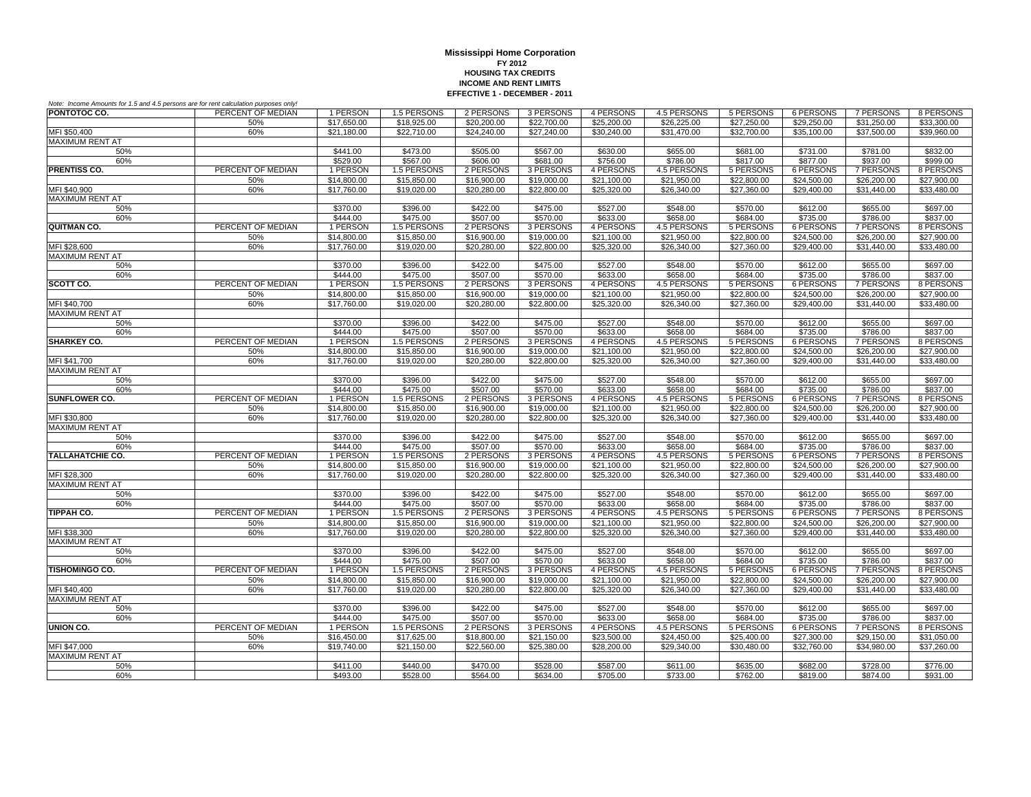**Mississippi Home Corporation**
**FY 2012**
**HOUSING TAX CREDITS**
**INCOME AND RENT LIMITS**
**EFFECTIVE 1 - DECEMBER - 2011**

*Note: Income Amounts for 1.5 and 4.5 persons are for rent calculation purposes only!*

| | | | | | | | | | | | |
|---|---|---|---|---|---|---|---|---|---|---|---|
| **PONTOTOC CO.** | PERCENT OF MEDIAN | 1 PERSON | 1.5 PERSONS | 2 PERSONS | 3 PERSONS | 4 PERSONS | 4.5 PERSONS | 5 PERSONS | 6 PERSONS | 7 PERSONS | 8 PERSONS |
| | 50% | $17,650.00 | $18,925.00 | $20,200.00 | $22,700.00 | $25,200.00 | $26,225.00 | $27,250.00 | $29,250.00 | $31,250.00 | $33,300.00 |
| MFI $50,400 | 60% | $21,180.00 | $22,710.00 | $24,240.00 | $27,240.00 | $30,240.00 | $31,470.00 | $32,700.00 | $35,100.00 | $37,500.00 | $39,960.00 |
| MAXIMUM RENT AT | | | | | | | | | | | |
| 50% | | $441.00 | $473.00 | $505.00 | $567.00 | $630.00 | $655.00 | $681.00 | $731.00 | $781.00 | $832.00 |
| 60% | | $529.00 | $567.00 | $606.00 | $681.00 | $756.00 | $786.00 | $817.00 | $877.00 | $937.00 | $999.00 |
| **PRENTISS CO.** | PERCENT OF MEDIAN | 1 PERSON | 1.5 PERSONS | 2 PERSONS | 3 PERSONS | 4 PERSONS | 4.5 PERSONS | 5 PERSONS | 6 PERSONS | 7 PERSONS | 8 PERSONS |
| | 50% | $14,800.00 | $15,850.00 | $16,900.00 | $19,000.00 | $21,100.00 | $21,950.00 | $22,800.00 | $24,500.00 | $26,200.00 | $27,900.00 |
| MFI $40,900 | 60% | $17,760.00 | $19,020.00 | $20,280.00 | $22,800.00 | $25,320.00 | $26,340.00 | $27,360.00 | $29,400.00 | $31,440.00 | $33,480.00 |
| MAXIMUM RENT AT | | | | | | | | | | | |
| 50% | | $370.00 | $396.00 | $422.00 | $475.00 | $527.00 | $548.00 | $570.00 | $612.00 | $655.00 | $697.00 |
| 60% | | $444.00 | $475.00 | $507.00 | $570.00 | $633.00 | $658.00 | $684.00 | $735.00 | $786.00 | $837.00 |
| **QUITMAN CO.** | PERCENT OF MEDIAN | 1 PERSON | 1.5 PERSONS | 2 PERSONS | 3 PERSONS | 4 PERSONS | 4.5 PERSONS | 5 PERSONS | 6 PERSONS | 7 PERSONS | 8 PERSONS |
| | 50% | $14,800.00 | $15,850.00 | $16,900.00 | $19,000.00 | $21,100.00 | $21,950.00 | $22,800.00 | $24,500.00 | $26,200.00 | $27,900.00 |
| MFI $28,600 | 60% | $17,760.00 | $19,020.00 | $20,280.00 | $22,800.00 | $25,320.00 | $26,340.00 | $27,360.00 | $29,400.00 | $31,440.00 | $33,480.00 |
| MAXIMUM RENT AT | | | | | | | | | | | |
| 50% | | $370.00 | $396.00 | $422.00 | $475.00 | $527.00 | $548.00 | $570.00 | $612.00 | $655.00 | $697.00 |
| 60% | | $444.00 | $475.00 | $507.00 | $570.00 | $633.00 | $658.00 | $684.00 | $735.00 | $786.00 | $837.00 |
| **SCOTT CO.** | PERCENT OF MEDIAN | 1 PERSON | 1.5 PERSONS | 2 PERSONS | 3 PERSONS | 4 PERSONS | 4.5 PERSONS | 5 PERSONS | 6 PERSONS | 7 PERSONS | 8 PERSONS |
| | 50% | $14,800.00 | $15,850.00 | $16,900.00 | $19,000.00 | $21,100.00 | $21,950.00 | $22,800.00 | $24,500.00 | $26,200.00 | $27,900.00 |
| MFI $40,700 | 60% | $17,760.00 | $19,020.00 | $20,280.00 | $22,800.00 | $25,320.00 | $26,340.00 | $27,360.00 | $29,400.00 | $31,440.00 | $33,480.00 |
| MAXIMUM RENT AT | | | | | | | | | | | |
| 50% | | $370.00 | $396.00 | $422.00 | $475.00 | $527.00 | $548.00 | $570.00 | $612.00 | $655.00 | $697.00 |
| 60% | | $444.00 | $475.00 | $507.00 | $570.00 | $633.00 | $658.00 | $684.00 | $735.00 | $786.00 | $837.00 |
| **SHARKEY CO.** | PERCENT OF MEDIAN | 1 PERSON | 1.5 PERSONS | 2 PERSONS | 3 PERSONS | 4 PERSONS | 4.5 PERSONS | 5 PERSONS | 6 PERSONS | 7 PERSONS | 8 PERSONS |
| | 50% | $14,800.00 | $15,850.00 | $16,900.00 | $19,000.00 | $21,100.00 | $21,950.00 | $22,800.00 | $24,500.00 | $26,200.00 | $27,900.00 |
| MFI $41,700 | 60% | $17,760.00 | $19,020.00 | $20,280.00 | $22,800.00 | $25,320.00 | $26,340.00 | $27,360.00 | $29,400.00 | $31,440.00 | $33,480.00 |
| MAXIMUM RENT AT | | | | | | | | | | | |
| 50% | | $370.00 | $396.00 | $422.00 | $475.00 | $527.00 | $548.00 | $570.00 | $612.00 | $655.00 | $697.00 |
| 60% | | $444.00 | $475.00 | $507.00 | $570.00 | $633.00 | $658.00 | $684.00 | $735.00 | $786.00 | $837.00 |
| **SUNFLOWER CO.** | PERCENT OF MEDIAN | 1 PERSON | 1.5 PERSONS | 2 PERSONS | 3 PERSONS | 4 PERSONS | 4.5 PERSONS | 5 PERSONS | 6 PERSONS | 7 PERSONS | 8 PERSONS |
| | 50% | $14,800.00 | $15,850.00 | $16,900.00 | $19,000.00 | $21,100.00 | $21,950.00 | $22,800.00 | $24,500.00 | $26,200.00 | $27,900.00 |
| MFI $30,800 | 60% | $17,760.00 | $19,020.00 | $20,280.00 | $22,800.00 | $25,320.00 | $26,340.00 | $27,360.00 | $29,400.00 | $31,440.00 | $33,480.00 |
| MAXIMUM RENT AT | | | | | | | | | | | |
| 50% | | $370.00 | $396.00 | $422.00 | $475.00 | $527.00 | $548.00 | $570.00 | $612.00 | $655.00 | $697.00 |
| 60% | | $444.00 | $475.00 | $507.00 | $570.00 | $633.00 | $658.00 | $684.00 | $735.00 | $786.00 | $837.00 |
| **TALLAHATCHIE CO.** | PERCENT OF MEDIAN | 1 PERSON | 1.5 PERSONS | 2 PERSONS | 3 PERSONS | 4 PERSONS | 4.5 PERSONS | 5 PERSONS | 6 PERSONS | 7 PERSONS | 8 PERSONS |
| | 50% | $14,800.00 | $15,850.00 | $16,900.00 | $19,000.00 | $21,100.00 | $21,950.00 | $22,800.00 | $24,500.00 | $26,200.00 | $27,900.00 |
| MFI $28,300 | 60% | $17,760.00 | $19,020.00 | $20,280.00 | $22,800.00 | $25,320.00 | $26,340.00 | $27,360.00 | $29,400.00 | $31,440.00 | $33,480.00 |
| MAXIMUM RENT AT | | | | | | | | | | | |
| 50% | | $370.00 | $396.00 | $422.00 | $475.00 | $527.00 | $548.00 | $570.00 | $612.00 | $655.00 | $697.00 |
| 60% | | $444.00 | $475.00 | $507.00 | $570.00 | $633.00 | $658.00 | $684.00 | $735.00 | $786.00 | $837.00 |
| **TIPPAH CO.** | PERCENT OF MEDIAN | 1 PERSON | 1.5 PERSONS | 2 PERSONS | 3 PERSONS | 4 PERSONS | 4.5 PERSONS | 5 PERSONS | 6 PERSONS | 7 PERSONS | 8 PERSONS |
| | 50% | $14,800.00 | $15,850.00 | $16,900.00 | $19,000.00 | $21,100.00 | $21,950.00 | $22,800.00 | $24,500.00 | $26,200.00 | $27,900.00 |
| MFI $38,300 | 60% | $17,760.00 | $19,020.00 | $20,280.00 | $22,800.00 | $25,320.00 | $26,340.00 | $27,360.00 | $29,400.00 | $31,440.00 | $33,480.00 |
| MAXIMUM RENT AT | | | | | | | | | | | |
| 50% | | $370.00 | $396.00 | $422.00 | $475.00 | $527.00 | $548.00 | $570.00 | $612.00 | $655.00 | $697.00 |
| 60% | | $444.00 | $475.00 | $507.00 | $570.00 | $633.00 | $658.00 | $684.00 | $735.00 | $786.00 | $837.00 |
| **TISHOMINGO CO.** | PERCENT OF MEDIAN | 1 PERSON | 1.5 PERSONS | 2 PERSONS | 3 PERSONS | 4 PERSONS | 4.5 PERSONS | 5 PERSONS | 6 PERSONS | 7 PERSONS | 8 PERSONS |
| | 50% | $14,800.00 | $15,850.00 | $16,900.00 | $19,000.00 | $21,100.00 | $21,950.00 | $22,800.00 | $24,500.00 | $26,200.00 | $27,900.00 |
| MFI $40,400 | 60% | $17,760.00 | $19,020.00 | $20,280.00 | $22,800.00 | $25,320.00 | $26,340.00 | $27,360.00 | $29,400.00 | $31,440.00 | $33,480.00 |
| MAXIMUM RENT AT | | | | | | | | | | | |
| 50% | | $370.00 | $396.00 | $422.00 | $475.00 | $527.00 | $548.00 | $570.00 | $612.00 | $655.00 | $697.00 |
| 60% | | $444.00 | $475.00 | $507.00 | $570.00 | $633.00 | $658.00 | $684.00 | $735.00 | $786.00 | $837.00 |
| **UNION CO.** | PERCENT OF MEDIAN | 1 PERSON | 1.5 PERSONS | 2 PERSONS | 3 PERSONS | 4 PERSONS | 4.5 PERSONS | 5 PERSONS | 6 PERSONS | 7 PERSONS | 8 PERSONS |
| | 50% | $16,450.00 | $17,625.00 | $18,800.00 | $21,150.00 | $23,500.00 | $24,450.00 | $25,400.00 | $27,300.00 | $29,150.00 | $31,050.00 |
| MFI $47,000 | 60% | $19,740.00 | $21,150.00 | $22,560.00 | $25,380.00 | $28,200.00 | $29,340.00 | $30,480.00 | $32,760.00 | $34,980.00 | $37,260.00 |
| MAXIMUM RENT AT | | | | | | | | | | | |
| 50% | | $411.00 | $440.00 | $470.00 | $528.00 | $587.00 | $611.00 | $635.00 | $682.00 | $728.00 | $776.00 |
| 60% | | $493.00 | $528.00 | $564.00 | $634.00 | $705.00 | $733.00 | $762.00 | $819.00 | $874.00 | $931.00 |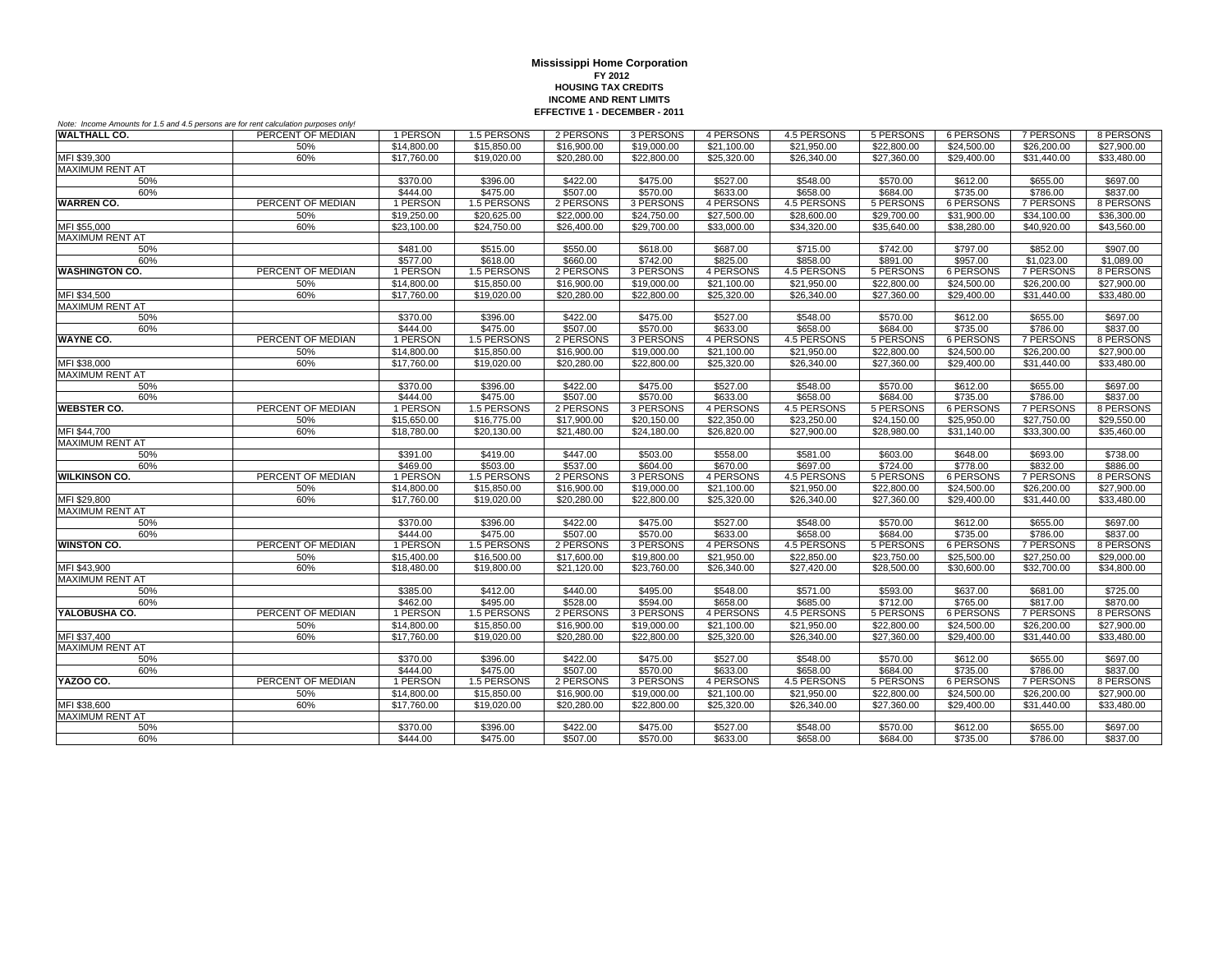# Mississippi Home Corporation

**FY 2012**
**HOUSING TAX CREDITS**
**INCOME AND RENT LIMITS**
**EFFECTIVE 1 - DECEMBER - 2011**

*Note: Income Amounts for 1.5 and 4.5 persons are for rent calculation purposes only!*

| **WALTHALL CO.** | PERCENT OF MEDIAN | 1 PERSON | 1.5 PERSONS | 2 PERSONS | 3 PERSONS | 4 PERSONS | 4.5 PERSONS | 5 PERSONS | 6 PERSONS | 7 PERSONS | 8 PERSONS |
|---|---|---|---|---|---|---|---|---|---|---|---|
| | 50% | $14,800.00 | $15,850.00 | $16,900.00 | $19,000.00 | $21,100.00 | $21,950.00 | $22,800.00 | $24,500.00 | $26,200.00 | $27,900.00 |
| MFI $39,300 | 60% | $17,760.00 | $19,020.00 | $20,280.00 | $22,800.00 | $25,320.00 | $26,340.00 | $27,360.00 | $29,400.00 | $31,440.00 | $33,480.00 |
| MAXIMUM RENT AT | | | | | | | | | | | |
| 50% | | $370.00 | $396.00 | $422.00 | $475.00 | $527.00 | $548.00 | $570.00 | $612.00 | $655.00 | $697.00 |
| 60% | | $444.00 | $475.00 | $507.00 | $570.00 | $633.00 | $658.00 | $684.00 | $735.00 | $786.00 | $837.00 |
| **WARREN CO.** | PERCENT OF MEDIAN | 1 PERSON | 1.5 PERSONS | 2 PERSONS | 3 PERSONS | 4 PERSONS | 4.5 PERSONS | 5 PERSONS | 6 PERSONS | 7 PERSONS | 8 PERSONS |
| | 50% | $19,250.00 | $20,625.00 | $22,000.00 | $24,750.00 | $27,500.00 | $28,600.00 | $29,700.00 | $31,900.00 | $34,100.00 | $36,300.00 |
| MFI $55,000 | 60% | $23,100.00 | $24,750.00 | $26,400.00 | $29,700.00 | $33,000.00 | $34,320.00 | $35,640.00 | $38,280.00 | $40,920.00 | $43,560.00 |
| MAXIMUM RENT AT | | | | | | | | | | | |
| 50% | | $481.00 | $515.00 | $550.00 | $618.00 | $687.00 | $715.00 | $742.00 | $797.00 | $852.00 | $907.00 |
| 60% | | $577.00 | $618.00 | $660.00 | $742.00 | $825.00 | $858.00 | $891.00 | $957.00 | $1,023.00 | $1,089.00 |
| **WASHINGTON CO.** | PERCENT OF MEDIAN | 1 PERSON | 1.5 PERSONS | 2 PERSONS | 3 PERSONS | 4 PERSONS | 4.5 PERSONS | 5 PERSONS | 6 PERSONS | 7 PERSONS | 8 PERSONS |
| | 50% | $14,800.00 | $15,850.00 | $16,900.00 | $19,000.00 | $21,100.00 | $21,950.00 | $22,800.00 | $24,500.00 | $26,200.00 | $27,900.00 |
| MFI $34,500 | 60% | $17,760.00 | $19,020.00 | $20,280.00 | $22,800.00 | $25,320.00 | $26,340.00 | $27,360.00 | $29,400.00 | $31,440.00 | $33,480.00 |
| MAXIMUM RENT AT | | | | | | | | | | | |
| 50% | | $370.00 | $396.00 | $422.00 | $475.00 | $527.00 | $548.00 | $570.00 | $612.00 | $655.00 | $697.00 |
| 60% | | $444.00 | $475.00 | $507.00 | $570.00 | $633.00 | $658.00 | $684.00 | $735.00 | $786.00 | $837.00 |
| **WAYNE CO.** | PERCENT OF MEDIAN | 1 PERSON | 1.5 PERSONS | 2 PERSONS | 3 PERSONS | 4 PERSONS | 4.5 PERSONS | 5 PERSONS | 6 PERSONS | 7 PERSONS | 8 PERSONS |
| | 50% | $14,800.00 | $15,850.00 | $16,900.00 | $19,000.00 | $21,100.00 | $21,950.00 | $22,800.00 | $24,500.00 | $26,200.00 | $27,900.00 |
| MFI $38,000 | 60% | $17,760.00 | $19,020.00 | $20,280.00 | $22,800.00 | $25,320.00 | $26,340.00 | $27,360.00 | $29,400.00 | $31,440.00 | $33,480.00 |
| MAXIMUM RENT AT | | | | | | | | | | | |
| 50% | | $370.00 | $396.00 | $422.00 | $475.00 | $527.00 | $548.00 | $570.00 | $612.00 | $655.00 | $697.00 |
| 60% | | $444.00 | $475.00 | $507.00 | $570.00 | $633.00 | $658.00 | $684.00 | $735.00 | $786.00 | $837.00 |
| **WEBSTER CO.** | PERCENT OF MEDIAN | 1 PERSON | 1.5 PERSONS | 2 PERSONS | 3 PERSONS | 4 PERSONS | 4.5 PERSONS | 5 PERSONS | 6 PERSONS | 7 PERSONS | 8 PERSONS |
| | 50% | $15,650.00 | $16,775.00 | $17,900.00 | $20,150.00 | $22,350.00 | $23,250.00 | $24,150.00 | $25,950.00 | $27,750.00 | $29,550.00 |
| MFI $44,700 | 60% | $18,780.00 | $20,130.00 | $21,480.00 | $24,180.00 | $26,820.00 | $27,900.00 | $28,980.00 | $31,140.00 | $33,300.00 | $35,460.00 |
| MAXIMUM RENT AT | | | | | | | | | | | |
| 50% | | $391.00 | $419.00 | $447.00 | $503.00 | $558.00 | $581.00 | $603.00 | $648.00 | $693.00 | $738.00 |
| 60% | | $469.00 | $503.00 | $537.00 | $604.00 | $670.00 | $697.00 | $724.00 | $778.00 | $832.00 | $886.00 |
| **WILKINSON CO.** | PERCENT OF MEDIAN | 1 PERSON | 1.5 PERSONS | 2 PERSONS | 3 PERSONS | 4 PERSONS | 4.5 PERSONS | 5 PERSONS | 6 PERSONS | 7 PERSONS | 8 PERSONS |
| | 50% | $14,800.00 | $15,850.00 | $16,900.00 | $19,000.00 | $21,100.00 | $21,950.00 | $22,800.00 | $24,500.00 | $26,200.00 | $27,900.00 |
| MFI $29,800 | 60% | $17,760.00 | $19,020.00 | $20,280.00 | $22,800.00 | $25,320.00 | $26,340.00 | $27,360.00 | $29,400.00 | $31,440.00 | $33,480.00 |
| MAXIMUM RENT AT | | | | | | | | | | | |
| 50% | | $370.00 | $396.00 | $422.00 | $475.00 | $527.00 | $548.00 | $570.00 | $612.00 | $655.00 | $697.00 |
| 60% | | $444.00 | $475.00 | $507.00 | $570.00 | $633.00 | $658.00 | $684.00 | $735.00 | $786.00 | $837.00 |
| **WINSTON CO.** | PERCENT OF MEDIAN | 1 PERSON | 1.5 PERSONS | 2 PERSONS | 3 PERSONS | 4 PERSONS | 4.5 PERSONS | 5 PERSONS | 6 PERSONS | 7 PERSONS | 8 PERSONS |
| | 50% | $15,400.00 | $16,500.00 | $17,600.00 | $19,800.00 | $21,950.00 | $22,850.00 | $23,750.00 | $25,500.00 | $27,250.00 | $29,000.00 |
| MFI $43,900 | 60% | $18,480.00 | $19,800.00 | $21,120.00 | $23,760.00 | $26,340.00 | $27,420.00 | $28,500.00 | $30,600.00 | $32,700.00 | $34,800.00 |
| MAXIMUM RENT AT | | | | | | | | | | | |
| 50% | | $385.00 | $412.00 | $440.00 | $495.00 | $548.00 | $571.00 | $593.00 | $637.00 | $681.00 | $725.00 |
| 60% | | $462.00 | $495.00 | $528.00 | $594.00 | $658.00 | $685.00 | $712.00 | $765.00 | $817.00 | $870.00 |
| **YALOBUSHA CO.** | PERCENT OF MEDIAN | 1 PERSON | 1.5 PERSONS | 2 PERSONS | 3 PERSONS | 4 PERSONS | 4.5 PERSONS | 5 PERSONS | 6 PERSONS | 7 PERSONS | 8 PERSONS |
| | 50% | $14,800.00 | $15,850.00 | $16,900.00 | $19,000.00 | $21,100.00 | $21,950.00 | $22,800.00 | $24,500.00 | $26,200.00 | $27,900.00 |
| MFI $37,400 | 60% | $17,760.00 | $19,020.00 | $20,280.00 | $22,800.00 | $25,320.00 | $26,340.00 | $27,360.00 | $29,400.00 | $31,440.00 | $33,480.00 |
| MAXIMUM RENT AT | | | | | | | | | | | |
| 50% | | $370.00 | $396.00 | $422.00 | $475.00 | $527.00 | $548.00 | $570.00 | $612.00 | $655.00 | $697.00 |
| 60% | | $444.00 | $475.00 | $507.00 | $570.00 | $633.00 | $658.00 | $684.00 | $735.00 | $786.00 | $837.00 |
| **YAZOO CO.** | PERCENT OF MEDIAN | 1 PERSON | 1.5 PERSONS | 2 PERSONS | 3 PERSONS | 4 PERSONS | 4.5 PERSONS | 5 PERSONS | 6 PERSONS | 7 PERSONS | 8 PERSONS |
| | 50% | $14,800.00 | $15,850.00 | $16,900.00 | $19,000.00 | $21,100.00 | $21,950.00 | $22,800.00 | $24,500.00 | $26,200.00 | $27,900.00 |
| MFI $38,600 | 60% | $17,760.00 | $19,020.00 | $20,280.00 | $22,800.00 | $25,320.00 | $26,340.00 | $27,360.00 | $29,400.00 | $31,440.00 | $33,480.00 |
| MAXIMUM RENT AT | | | | | | | | | | | |
| 50% | | $370.00 | $396.00 | $422.00 | $475.00 | $527.00 | $548.00 | $570.00 | $612.00 | $655.00 | $697.00 |
| 60% | | $444.00 | $475.00 | $507.00 | $570.00 | $633.00 | $658.00 | $684.00 | $735.00 | $786.00 | $837.00 |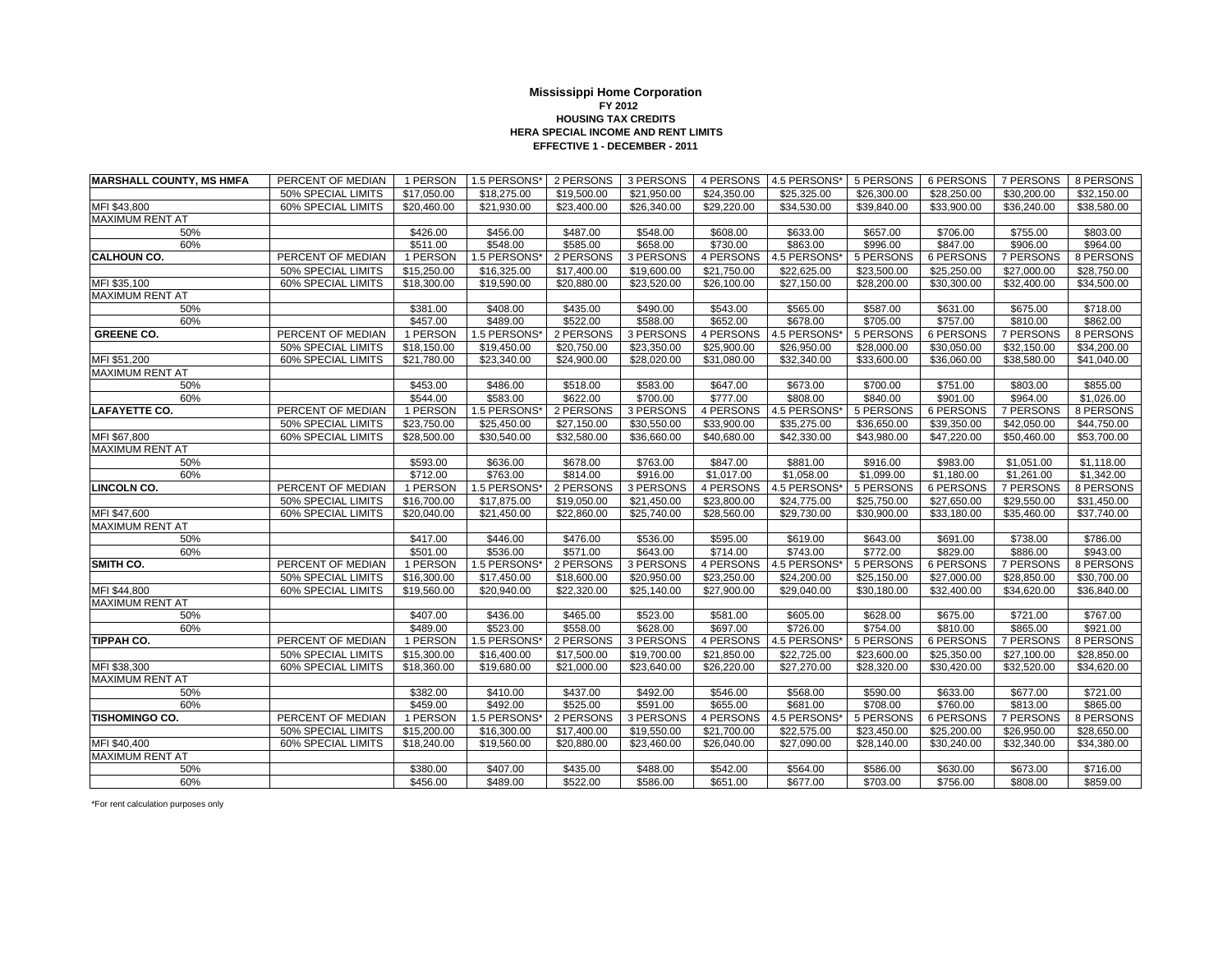**Mississippi Home Corporation**
**FY 2012**
**HOUSING TAX CREDITS**
**HERA SPECIAL INCOME AND RENT LIMITS**
**EFFECTIVE 1 - DECEMBER - 2011**

| MARSHALL COUNTY, MS HMFA | PERCENT OF MEDIAN | 1 PERSON | 1.5 PERSONS* | 2 PERSONS | 3 PERSONS | 4 PERSONS | 4.5 PERSONS* | 5 PERSONS | 6 PERSONS | 7 PERSONS | 8 PERSONS |
|---|---|---|---|---|---|---|---|---|---|---|---|
| | 50% SPECIAL LIMITS | $17,050.00 | $18,275.00 | $19,500.00 | $21,950.00 | $24,350.00 | $25,325.00 | $26,300.00 | $28,250.00 | $30,200.00 | $32,150.00 |
| MFI $43,800 | 60% SPECIAL LIMITS | $20,460.00 | $21,930.00 | $23,400.00 | $26,340.00 | $29,220.00 | $34,530.00 | $39,840.00 | $33,900.00 | $36,240.00 | $38,580.00 |
| MAXIMUM RENT AT | | | | | | | | | | | |
| 50% | | $426.00 | $456.00 | $487.00 | $548.00 | $608.00 | $633.00 | $657.00 | $706.00 | $755.00 | $803.00 |
| 60% | | $511.00 | $548.00 | $585.00 | $658.00 | $730.00 | $863.00 | $996.00 | $847.00 | $906.00 | $964.00 |
| **CALHOUN CO.** | PERCENT OF MEDIAN | 1 PERSON | 1.5 PERSONS* | 2 PERSONS | 3 PERSONS | 4 PERSONS | 4.5 PERSONS* | 5 PERSONS | 6 PERSONS | 7 PERSONS | 8 PERSONS |
| | 50% SPECIAL LIMITS | $15,250.00 | $16,325.00 | $17,400.00 | $19,600.00 | $21,750.00 | $22,625.00 | $23,500.00 | $25,250.00 | $27,000.00 | $28,750.00 |
| MFI $35,100 | 60% SPECIAL LIMITS | $18,300.00 | $19,590.00 | $20,880.00 | $23,520.00 | $26,100.00 | $27,150.00 | $28,200.00 | $30,300.00 | $32,400.00 | $34,500.00 |
| MAXIMUM RENT AT | | | | | | | | | | | |
| 50% | | $381.00 | $408.00 | $435.00 | $490.00 | $543.00 | $565.00 | $587.00 | $631.00 | $675.00 | $718.00 |
| 60% | | $457.00 | $489.00 | $522.00 | $588.00 | $652.00 | $678.00 | $705.00 | $757.00 | $810.00 | $862.00 |
| **GREENE CO.** | PERCENT OF MEDIAN | 1 PERSON | 1.5 PERSONS* | 2 PERSONS | 3 PERSONS | 4 PERSONS | 4.5 PERSONS* | 5 PERSONS | 6 PERSONS | 7 PERSONS | 8 PERSONS |
| | 50% SPECIAL LIMITS | $18,150.00 | $19,450.00 | $20,750.00 | $23,350.00 | $25,900.00 | $26,950.00 | $28,000.00 | $30,050.00 | $32,150.00 | $34,200.00 |
| MFI $51,200 | 60% SPECIAL LIMITS | $21,780.00 | $23,340.00 | $24,900.00 | $28,020.00 | $31,080.00 | $32,340.00 | $33,600.00 | $36,060.00 | $38,580.00 | $41,040.00 |
| MAXIMUM RENT AT | | | | | | | | | | | |
| 50% | | $453.00 | $486.00 | $518.00 | $583.00 | $647.00 | $673.00 | $700.00 | $751.00 | $803.00 | $855.00 |
| 60% | | $544.00 | $583.00 | $622.00 | $700.00 | $777.00 | $808.00 | $840.00 | $901.00 | $964.00 | $1,026.00 |
| **LAFAYETTE CO.** | PERCENT OF MEDIAN | 1 PERSON | 1.5 PERSONS* | 2 PERSONS | 3 PERSONS | 4 PERSONS | 4.5 PERSONS* | 5 PERSONS | 6 PERSONS | 7 PERSONS | 8 PERSONS |
| | 50% SPECIAL LIMITS | $23,750.00 | $25,450.00 | $27,150.00 | $30,550.00 | $33,900.00 | $35,275.00 | $36,650.00 | $39,350.00 | $42,050.00 | $44,750.00 |
| MFI $67,800 | 60% SPECIAL LIMITS | $28,500.00 | $30,540.00 | $32,580.00 | $36,660.00 | $40,680.00 | $42,330.00 | $43,980.00 | $47,220.00 | $50,460.00 | $53,700.00 |
| MAXIMUM RENT AT | | | | | | | | | | | |
| 50% | | $593.00 | $636.00 | $678.00 | $763.00 | $847.00 | $881.00 | $916.00 | $983.00 | $1,051.00 | $1,118.00 |
| 60% | | $712.00 | $763.00 | $814.00 | $916.00 | $1,017.00 | $1,058.00 | $1,099.00 | $1,180.00 | $1,261.00 | $1,342.00 |
| **LINCOLN CO.** | PERCENT OF MEDIAN | 1 PERSON | 1.5 PERSONS* | 2 PERSONS | 3 PERSONS | 4 PERSONS | 4.5 PERSONS* | 5 PERSONS | 6 PERSONS | 7 PERSONS | 8 PERSONS |
| | 50% SPECIAL LIMITS | $16,700.00 | $17,875.00 | $19,050.00 | $21,450.00 | $23,800.00 | $24,775.00 | $25,750.00 | $27,650.00 | $29,550.00 | $31,450.00 |
| MFI $47,600 | 60% SPECIAL LIMITS | $20,040.00 | $21,450.00 | $22,860.00 | $25,740.00 | $28,560.00 | $29,730.00 | $30,900.00 | $33,180.00 | $35,460.00 | $37,740.00 |
| MAXIMUM RENT AT | | | | | | | | | | | |
| 50% | | $417.00 | $446.00 | $476.00 | $536.00 | $595.00 | $619.00 | $643.00 | $691.00 | $738.00 | $786.00 |
| 60% | | $501.00 | $536.00 | $571.00 | $643.00 | $714.00 | $743.00 | $772.00 | $829.00 | $886.00 | $943.00 |
| **SMITH CO.** | PERCENT OF MEDIAN | 1 PERSON | 1.5 PERSONS* | 2 PERSONS | 3 PERSONS | 4 PERSONS | 4.5 PERSONS* | 5 PERSONS | 6 PERSONS | 7 PERSONS | 8 PERSONS |
| | 50% SPECIAL LIMITS | $16,300.00 | $17,450.00 | $18,600.00 | $20,950.00 | $23,250.00 | $24,200.00 | $25,150.00 | $27,000.00 | $28,850.00 | $30,700.00 |
| MFI $44,800 | 60% SPECIAL LIMITS | $19,560.00 | $20,940.00 | $22,320.00 | $25,140.00 | $27,900.00 | $29,040.00 | $30,180.00 | $32,400.00 | $34,620.00 | $36,840.00 |
| MAXIMUM RENT AT | | | | | | | | | | | |
| 50% | | $407.00 | $436.00 | $465.00 | $523.00 | $581.00 | $605.00 | $628.00 | $675.00 | $721.00 | $767.00 |
| 60% | | $489.00 | $523.00 | $558.00 | $628.00 | $697.00 | $726.00 | $754.00 | $810.00 | $865.00 | $921.00 |
| **TIPPAH CO.** | PERCENT OF MEDIAN | 1 PERSON | 1.5 PERSONS* | 2 PERSONS | 3 PERSONS | 4 PERSONS | 4.5 PERSONS* | 5 PERSONS | 6 PERSONS | 7 PERSONS | 8 PERSONS |
| | 50% SPECIAL LIMITS | $15,300.00 | $16,400.00 | $17,500.00 | $19,700.00 | $21,850.00 | $22,725.00 | $23,600.00 | $25,350.00 | $27,100.00 | $28,850.00 |
| MFI $38,300 | 60% SPECIAL LIMITS | $18,360.00 | $19,680.00 | $21,000.00 | $23,640.00 | $26,220.00 | $27,270.00 | $28,320.00 | $30,420.00 | $32,520.00 | $34,620.00 |
| MAXIMUM RENT AT | | | | | | | | | | | |
| 50% | | $382.00 | $410.00 | $437.00 | $492.00 | $546.00 | $568.00 | $590.00 | $633.00 | $677.00 | $721.00 |
| 60% | | $459.00 | $492.00 | $525.00 | $591.00 | $655.00 | $681.00 | $708.00 | $760.00 | $813.00 | $865.00 |
| **TISHOMINGO CO.** | PERCENT OF MEDIAN | 1 PERSON | 1.5 PERSONS* | 2 PERSONS | 3 PERSONS | 4 PERSONS | 4.5 PERSONS* | 5 PERSONS | 6 PERSONS | 7 PERSONS | 8 PERSONS |
| | 50% SPECIAL LIMITS | $15,200.00 | $16,300.00 | $17,400.00 | $19,550.00 | $21,700.00 | $22,575.00 | $23,450.00 | $25,200.00 | $26,950.00 | $28,650.00 |
| MFI $40,400 | 60% SPECIAL LIMITS | $18,240.00 | $19,560.00 | $20,880.00 | $23,460.00 | $26,040.00 | $27,090.00 | $28,140.00 | $30,240.00 | $32,340.00 | $34,380.00 |
| MAXIMUM RENT AT | | | | | | | | | | | |
| 50% | | $380.00 | $407.00 | $435.00 | $488.00 | $542.00 | $564.00 | $586.00 | $630.00 | $673.00 | $716.00 |
| 60% | | $456.00 | $489.00 | $522.00 | $586.00 | $651.00 | $677.00 | $703.00 | $756.00 | $808.00 | $859.00 |

*For rent calculation purposes only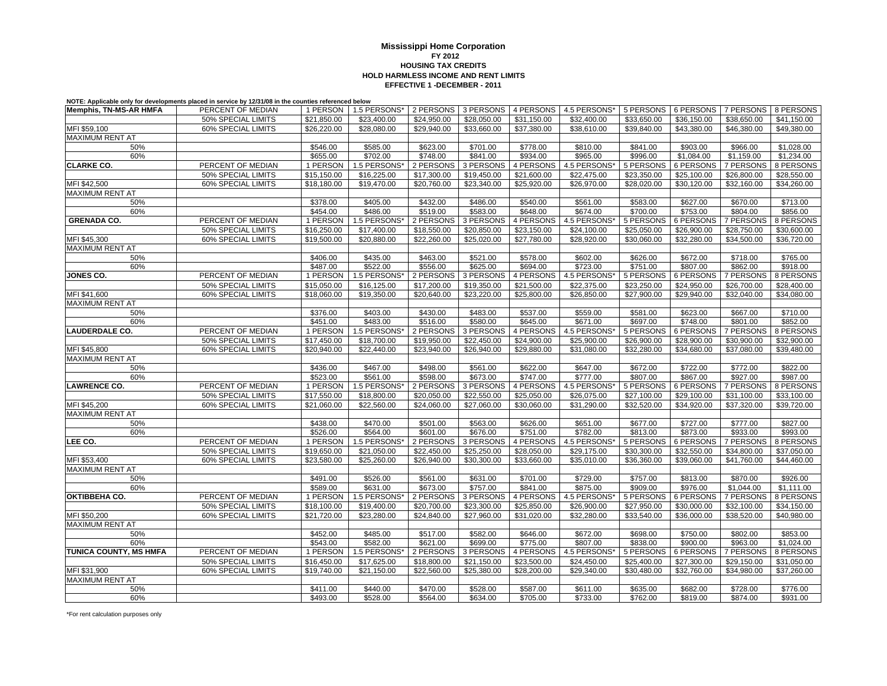# Mississippi Home Corporation

## FY 2012

### HOUSING TAX CREDITS

### HOLD HARMLESS INCOME AND RENT LIMITS

### EFFECTIVE 1 -DECEMBER - 2011

**NOTE: Applicable only for developments placed in service by 12/31/08 in the counties referenced below**

| | | | | | | | | | | | |
|---|---|---|---|---|---|---|---|---|---|---|---|
| **Memphis, TN-MS-AR HMFA** | PERCENT OF MEDIAN | 1 PERSON | 1.5 PERSONS* | 2 PERSONS | 3 PERSONS | 4 PERSONS | 4.5 PERSONS* | 5 PERSONS | 6 PERSONS | 7 PERSONS | 8 PERSONS |
| | 50% SPECIAL LIMITS | $21,850.00 | $23,400.00 | $24,950.00 | $28,050.00 | $31,150.00 | $32,400.00 | $33,650.00 | $36,150.00 | $38,650.00 | $41,150.00 |
| MFI $59,100 | 60% SPECIAL LIMITS | $26,220.00 | $28,080.00 | $29,940.00 | $33,660.00 | $37,380.00 | $38,610.00 | $39,840.00 | $43,380.00 | $46,380.00 | $49,380.00 |
| MAXIMUM RENT AT | | | | | | | | | | | |
| 50% | | $546.00 | $585.00 | $623.00 | $701.00 | $778.00 | $810.00 | $841.00 | $903.00 | $966.00 | $1,028.00 |
| 60% | | $655.00 | $702.00 | $748.00 | $841.00 | $934.00 | $965.00 | $996.00 | $1,084.00 | $1,159.00 | $1,234.00 |
| **CLARKE CO.** | PERCENT OF MEDIAN | 1 PERSON | 1.5 PERSONS* | 2 PERSONS | 3 PERSONS | 4 PERSONS | 4.5 PERSONS* | 5 PERSONS | 6 PERSONS | 7 PERSONS | 8 PERSONS |
| | 50% SPECIAL LIMITS | $15,150.00 | $16,225.00 | $17,300.00 | $19,450.00 | $21,600.00 | $22,475.00 | $23,350.00 | $25,100.00 | $26,800.00 | $28,550.00 |
| MFI $42,500 | 60% SPECIAL LIMITS | $18,180.00 | $19,470.00 | $20,760.00 | $23,340.00 | $25,920.00 | $26,970.00 | $28,020.00 | $30,120.00 | $32,160.00 | $34,260.00 |
| MAXIMUM RENT AT | | | | | | | | | | | |
| 50% | | $378.00 | $405.00 | $432.00 | $486.00 | $540.00 | $561.00 | $583.00 | $627.00 | $670.00 | $713.00 |
| 60% | | $454.00 | $486.00 | $519.00 | $583.00 | $648.00 | $674.00 | $700.00 | $753.00 | $804.00 | $856.00 |
| **GRENADA CO.** | PERCENT OF MEDIAN | 1 PERSON | 1.5 PERSONS* | 2 PERSONS | 3 PERSONS | 4 PERSONS | 4.5 PERSONS* | 5 PERSONS | 6 PERSONS | 7 PERSONS | 8 PERSONS |
| | 50% SPECIAL LIMITS | $16,250.00 | $17,400.00 | $18,550.00 | $20,850.00 | $23,150.00 | $24,100.00 | $25,050.00 | $26,900.00 | $28,750.00 | $30,600.00 |
| MFI $45,300 | 60% SPECIAL LIMITS | $19,500.00 | $20,880.00 | $22,260.00 | $25,020.00 | $27,780.00 | $28,920.00 | $30,060.00 | $32,280.00 | $34,500.00 | $36,720.00 |
| MAXIMUM RENT AT | | | | | | | | | | | |
| 50% | | $406.00 | $435.00 | $463.00 | $521.00 | $578.00 | $602.00 | $626.00 | $672.00 | $718.00 | $765.00 |
| 60% | | $487.00 | $522.00 | $556.00 | $625.00 | $694.00 | $723.00 | $751.00 | $807.00 | $862.00 | $918.00 |
| **JONES CO.** | PERCENT OF MEDIAN | 1 PERSON | 1.5 PERSONS* | 2 PERSONS | 3 PERSONS | 4 PERSONS | 4.5 PERSONS* | 5 PERSONS | 6 PERSONS | 7 PERSONS | 8 PERSONS |
| | 50% SPECIAL LIMITS | $15,050.00 | $16,125.00 | $17,200.00 | $19,350.00 | $21,500.00 | $22,375.00 | $23,250.00 | $24,950.00 | $26,700.00 | $28,400.00 |
| MFI $41,600 | 60% SPECIAL LIMITS | $18,060.00 | $19,350.00 | $20,640.00 | $23,220.00 | $25,800.00 | $26,850.00 | $27,900.00 | $29,940.00 | $32,040.00 | $34,080.00 |
| MAXIMUM RENT AT | | | | | | | | | | | |
| 50% | | $376.00 | $403.00 | $430.00 | $483.00 | $537.00 | $559.00 | $581.00 | $623.00 | $667.00 | $710.00 |
| 60% | | $451.00 | $483.00 | $516.00 | $580.00 | $645.00 | $671.00 | $697.00 | $748.00 | $801.00 | $852.00 |
| **LAUDERDALE CO.** | PERCENT OF MEDIAN | 1 PERSON | 1.5 PERSONS* | 2 PERSONS | 3 PERSONS | 4 PERSONS | 4.5 PERSONS* | 5 PERSONS | 6 PERSONS | 7 PERSONS | 8 PERSONS |
| | 50% SPECIAL LIMITS | $17,450.00 | $18,700.00 | $19,950.00 | $22,450.00 | $24,900.00 | $25,900.00 | $26,900.00 | $28,900.00 | $30,900.00 | $32,900.00 |
| MFI $45,800 | 60% SPECIAL LIMITS | $20,940.00 | $22,440.00 | $23,940.00 | $26,940.00 | $29,880.00 | $31,080.00 | $32,280.00 | $34,680.00 | $37,080.00 | $39,480.00 |
| MAXIMUM RENT AT | | | | | | | | | | | |
| 50% | | $436.00 | $467.00 | $498.00 | $561.00 | $622.00 | $647.00 | $672.00 | $722.00 | $772.00 | $822.00 |
| 60% | | $523.00 | $561.00 | $598.00 | $673.00 | $747.00 | $777.00 | $807.00 | $867.00 | $927.00 | $987.00 |
| **LAWRENCE CO.** | PERCENT OF MEDIAN | 1 PERSON | 1.5 PERSONS* | 2 PERSONS | 3 PERSONS | 4 PERSONS | 4.5 PERSONS* | 5 PERSONS | 6 PERSONS | 7 PERSONS | 8 PERSONS |
| | 50% SPECIAL LIMITS | $17,550.00 | $18,800.00 | $20,050.00 | $22,550.00 | $25,050.00 | $26,075.00 | $27,100.00 | $29,100.00 | $31,100.00 | $33,100.00 |
| MFI $45,200 | 60% SPECIAL LIMITS | $21,060.00 | $22,560.00 | $24,060.00 | $27,060.00 | $30,060.00 | $31,290.00 | $32,520.00 | $34,920.00 | $37,320.00 | $39,720.00 |
| MAXIMUM RENT AT | | | | | | | | | | | |
| 50% | | $438.00 | $470.00 | $501.00 | $563.00 | $626.00 | $651.00 | $677.00 | $727.00 | $777.00 | $827.00 |
| 60% | | $526.00 | $564.00 | $601.00 | $676.00 | $751.00 | $782.00 | $813.00 | $873.00 | $933.00 | $993.00 |
| **LEE CO.** | PERCENT OF MEDIAN | 1 PERSON | 1.5 PERSONS* | 2 PERSONS | 3 PERSONS | 4 PERSONS | 4.5 PERSONS* | 5 PERSONS | 6 PERSONS | 7 PERSONS | 8 PERSONS |
| | 50% SPECIAL LIMITS | $19,650.00 | $21,050.00 | $22,450.00 | $25,250.00 | $28,050.00 | $29,175.00 | $30,300.00 | $32,550.00 | $34,800.00 | $37,050.00 |
| MFI $53,400 | 60% SPECIAL LIMITS | $23,580.00 | $25,260.00 | $26,940.00 | $30,300.00 | $33,660.00 | $35,010.00 | $36,360.00 | $39,060.00 | $41,760.00 | $44,460.00 |
| MAXIMUM RENT AT | | | | | | | | | | | |
| 50% | | $491.00 | $526.00 | $561.00 | $631.00 | $701.00 | $729.00 | $757.00 | $813.00 | $870.00 | $926.00 |
| 60% | | $589.00 | $631.00 | $673.00 | $757.00 | $841.00 | $875.00 | $909.00 | $976.00 | $1,044.00 | $1,111.00 |
| **OKTIBBEHA CO.** | PERCENT OF MEDIAN | 1 PERSON | 1.5 PERSONS* | 2 PERSONS | 3 PERSONS | 4 PERSONS | 4.5 PERSONS* | 5 PERSONS | 6 PERSONS | 7 PERSONS | 8 PERSONS |
| | 50% SPECIAL LIMITS | $18,100.00 | $19,400.00 | $20,700.00 | $23,300.00 | $25,850.00 | $26,900.00 | $27,950.00 | $30,000.00 | $32,100.00 | $34,150.00 |
| MFI $50,200 | 60% SPECIAL LIMITS | $21,720.00 | $23,280.00 | $24,840.00 | $27,960.00 | $31,020.00 | $32,280.00 | $33,540.00 | $36,000.00 | $38,520.00 | $40,980.00 |
| MAXIMUM RENT AT | | | | | | | | | | | |
| 50% | | $452.00 | $485.00 | $517.00 | $582.00 | $646.00 | $672.00 | $698.00 | $750.00 | $802.00 | $853.00 |
| 60% | | $543.00 | $582.00 | $621.00 | $699.00 | $775.00 | $807.00 | $838.00 | $900.00 | $963.00 | $1,024.00 |
| **TUNICA COUNTY, MS HMFA** | PERCENT OF MEDIAN | 1 PERSON | 1.5 PERSONS* | 2 PERSONS | 3 PERSONS | 4 PERSONS | 4.5 PERSONS* | 5 PERSONS | 6 PERSONS | 7 PERSONS | 8 PERSONS |
| | 50% SPECIAL LIMITS | $16,450.00 | $17,625.00 | $18,800.00 | $21,150.00 | $23,500.00 | $24,450.00 | $25,400.00 | $27,300.00 | $29,150.00 | $31,050.00 |
| MFI $31,900 | 60% SPECIAL LIMITS | $19,740.00 | $21,150.00 | $22,560.00 | $25,380.00 | $28,200.00 | $29,340.00 | $30,480.00 | $32,760.00 | $34,980.00 | $37,260.00 |
| MAXIMUM RENT AT | | | | | | | | | | | |
| 50% | | $411.00 | $440.00 | $470.00 | $528.00 | $587.00 | $611.00 | $635.00 | $682.00 | $728.00 | $776.00 |
| 60% | | $493.00 | $528.00 | $564.00 | $634.00 | $705.00 | $733.00 | $762.00 | $819.00 | $874.00 | $931.00 |

*For rent calculation purposes only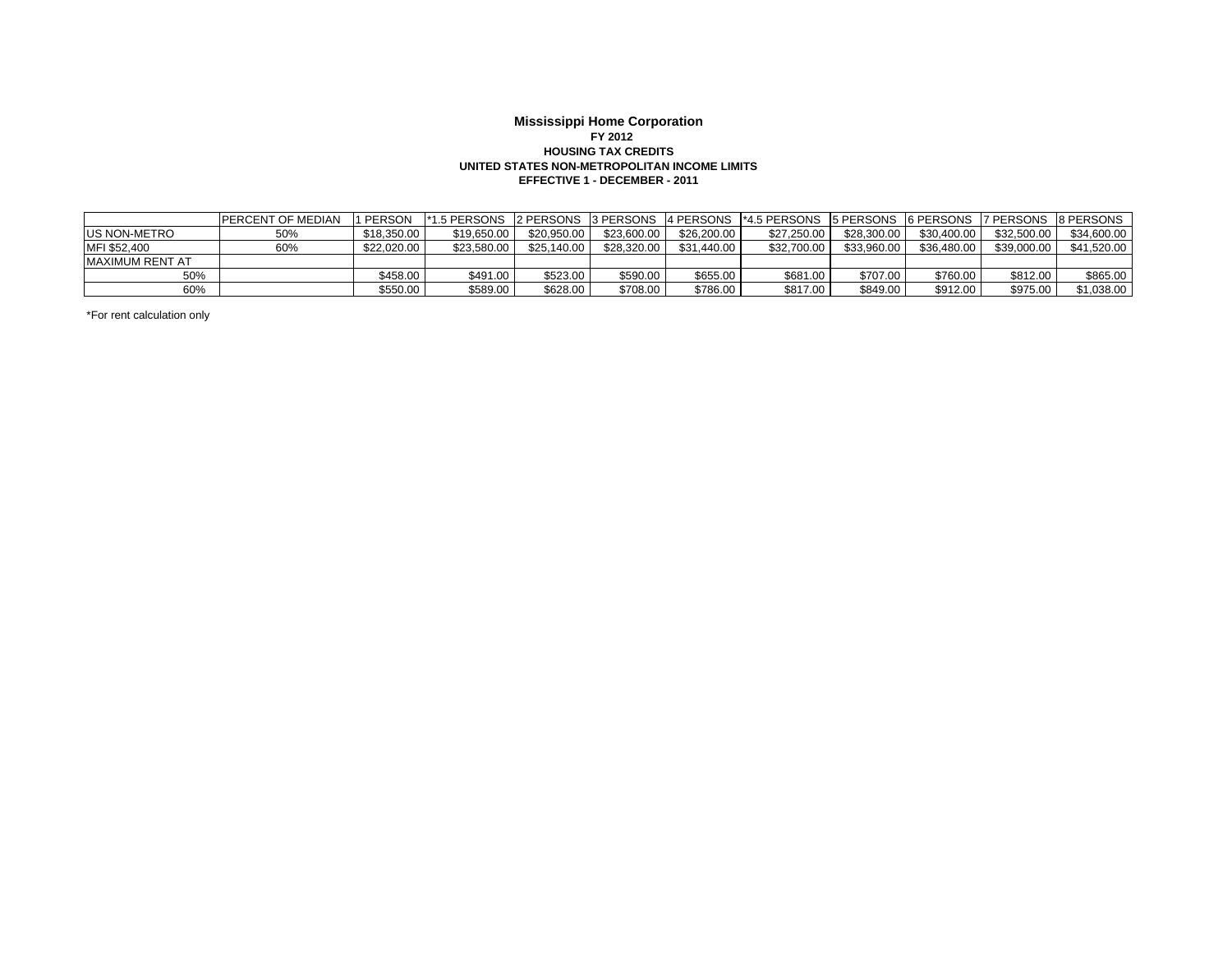**Mississippi Home Corporation**
**FY 2012**
**HOUSING TAX CREDITS**
**UNITED STATES NON-METROPOLITAN INCOME LIMITS**
**EFFECTIVE 1 - DECEMBER - 2011**

| | PERCENT OF MEDIAN | 1 PERSON | *1.5 PERSONS | 2 PERSONS | 3 PERSONS | 4 PERSONS | *4.5 PERSONS | 5 PERSONS | 6 PERSONS | 7 PERSONS | 8 PERSONS |
|---|---|---|---|---|---|---|---|---|---|---|---|
| US NON-METRO | 50% | $18,350.00 | $19,650.00 | $20,950.00 | $23,600.00 | $26,200.00 | $27,250.00 | $28,300.00 | $30,400.00 | $32,500.00 | $34,600.00 |
| MFI $52,400 | 60% | $22,020.00 | $23,580.00 | $25,140.00 | $28,320.00 | $31,440.00 | $32,700.00 | $33,960.00 | $36,480.00 | $39,000.00 | $41,520.00 |
| MAXIMUM RENT AT | | | | | | | | | | | |
| 50% | | $458.00 | $491.00 | $523.00 | $590.00 | $655.00 | $681.00 | $707.00 | $760.00 | $812.00 | $865.00 |
| 60% | | $550.00 | $589.00 | $628.00 | $708.00 | $786.00 | $817.00 | $849.00 | $912.00 | $975.00 | $1,038.00 |

*For rent calculation only